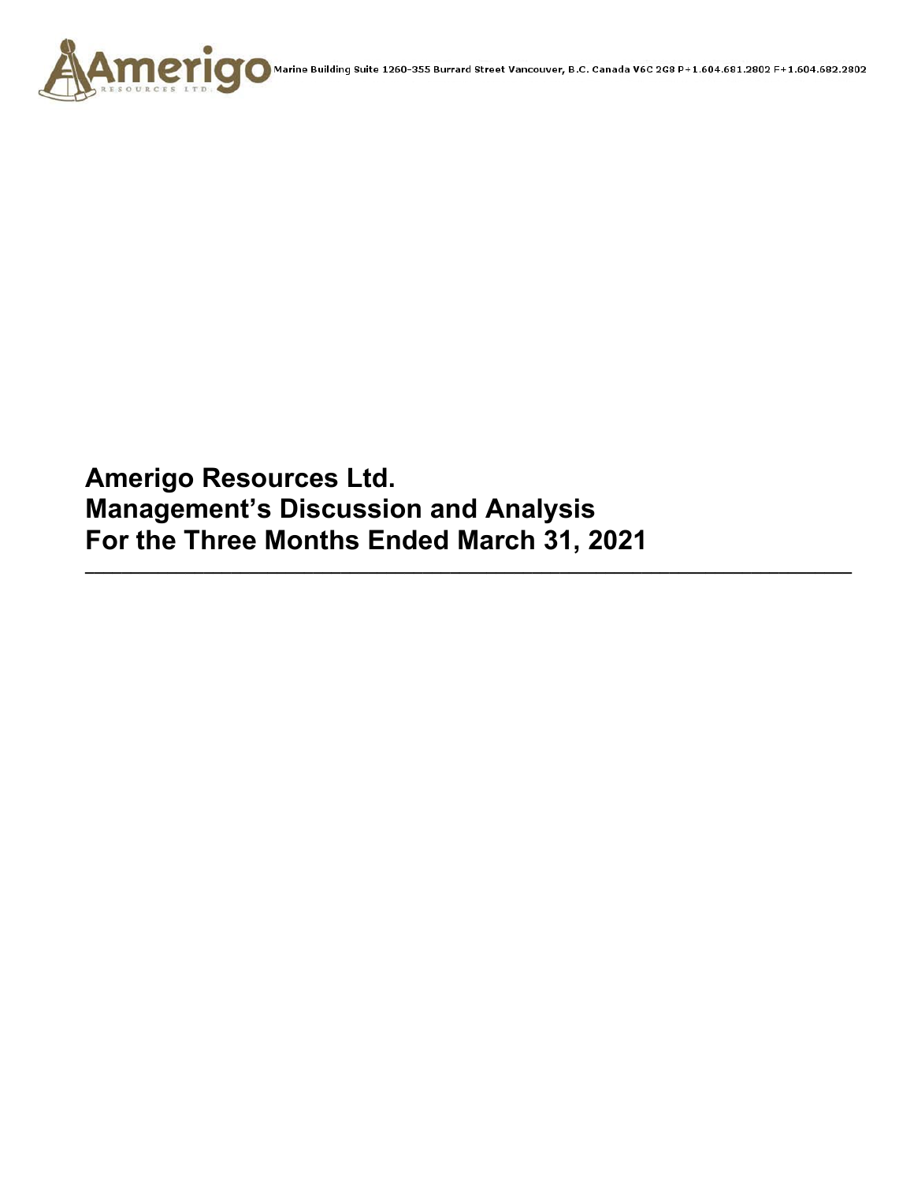Marine Building Suite 1260-355 Burrard Street Vancouver, B.C. Canada V6C 2G8 P+1.604.681.2802 F+1.604.682.2802

# Amerigo Resources Ltd.
# Management's Discussion and Analysis
# For the Three Months Ended March 31, 2021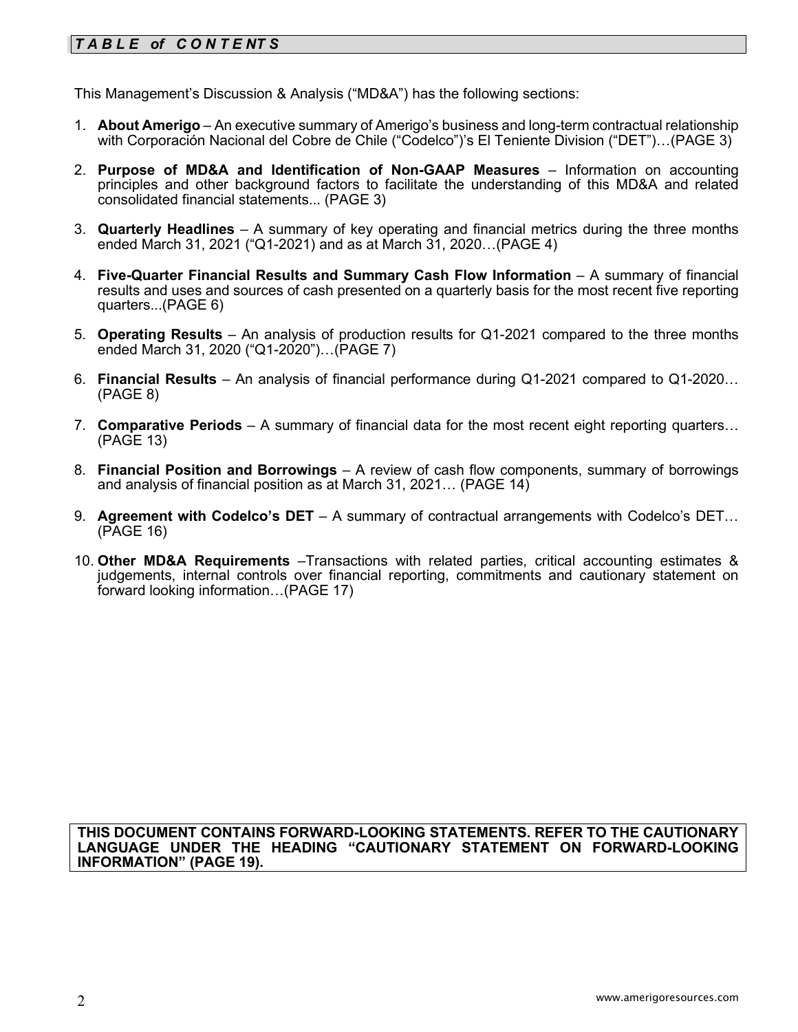# *TABLE of CONTENTS*

This Management's Discussion & Analysis ("MD&A") has the following sections:

1. **About Amerigo** – An executive summary of Amerigo's business and long-term contractual relationship with Corporación Nacional del Cobre de Chile ("Codelco")'s El Teniente Division ("DET")…(PAGE 3)
2. **Purpose of MD&A and Identification of Non-GAAP Measures** – Information on accounting principles and other background factors to facilitate the understanding of this MD&A and related consolidated financial statements... (PAGE 3)
3. **Quarterly Headlines** – A summary of key operating and financial metrics during the three months ended March 31, 2021 ("Q1-2021) and as at March 31, 2020…(PAGE 4)
4. **Five-Quarter Financial Results and Summary Cash Flow Information** – A summary of financial results and uses and sources of cash presented on a quarterly basis for the most recent five reporting quarters...(PAGE 6)
5. **Operating Results** – An analysis of production results for Q1-2021 compared to the three months ended March 31, 2020 ("Q1-2020")…(PAGE 7)
6. **Financial Results** – An analysis of financial performance during Q1-2021 compared to Q1-2020…(PAGE 8)
7. **Comparative Periods** – A summary of financial data for the most recent eight reporting quarters…(PAGE 13)
8. **Financial Position and Borrowings** – A review of cash flow components, summary of borrowings and analysis of financial position as at March 31, 2021… (PAGE 14)
9. **Agreement with Codelco's DET** – A summary of contractual arrangements with Codelco's DET…(PAGE 16)
10. **Other MD&A Requirements** –Transactions with related parties, critical accounting estimates & judgements, internal controls over financial reporting, commitments and cautionary statement on forward looking information…(PAGE 17)

**THIS DOCUMENT CONTAINS FORWARD-LOOKING STATEMENTS. REFER TO THE CAUTIONARY LANGUAGE UNDER THE HEADING "CAUTIONARY STATEMENT ON FORWARD-LOOKING INFORMATION" (PAGE 19).**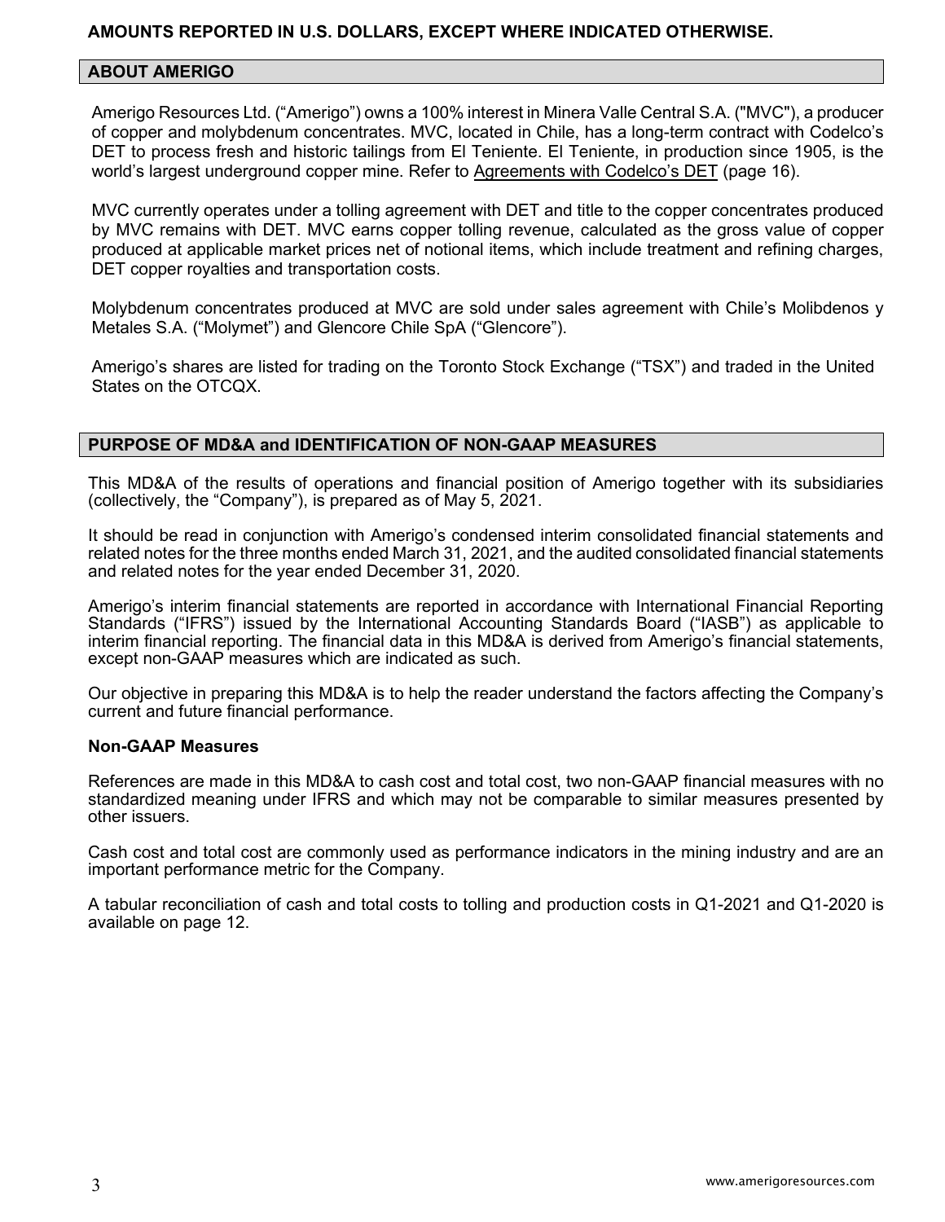**AMOUNTS REPORTED IN U.S. DOLLARS, EXCEPT WHERE INDICATED OTHERWISE.**

## ABOUT AMERIGO

Amerigo Resources Ltd. ("Amerigo") owns a 100% interest in Minera Valle Central S.A. ("MVC"), a producer of copper and molybdenum concentrates. MVC, located in Chile, has a long-term contract with Codelco's DET to process fresh and historic tailings from El Teniente. El Teniente, in production since 1905, is the world's largest underground copper mine. Refer to Agreements with Codelco's DET (page 16).

MVC currently operates under a tolling agreement with DET and title to the copper concentrates produced by MVC remains with DET. MVC earns copper tolling revenue, calculated as the gross value of copper produced at applicable market prices net of notional items, which include treatment and refining charges, DET copper royalties and transportation costs.

Molybdenum concentrates produced at MVC are sold under sales agreement with Chile's Molibdenos y Metales S.A. ("Molymet") and Glencore Chile SpA ("Glencore").

Amerigo's shares are listed for trading on the Toronto Stock Exchange ("TSX") and traded in the United States on the OTCQX.

## PURPOSE OF MD&A and IDENTIFICATION OF NON-GAAP MEASURES

This MD&A of the results of operations and financial position of Amerigo together with its subsidiaries (collectively, the "Company"), is prepared as of May 5, 2021.

It should be read in conjunction with Amerigo's condensed interim consolidated financial statements and related notes for the three months ended March 31, 2021, and the audited consolidated financial statements and related notes for the year ended December 31, 2020.

Amerigo's interim financial statements are reported in accordance with International Financial Reporting Standards ("IFRS") issued by the International Accounting Standards Board ("IASB") as applicable to interim financial reporting. The financial data in this MD&A is derived from Amerigo's financial statements, except non-GAAP measures which are indicated as such.

Our objective in preparing this MD&A is to help the reader understand the factors affecting the Company's current and future financial performance.

### Non-GAAP Measures

References are made in this MD&A to cash cost and total cost, two non-GAAP financial measures with no standardized meaning under IFRS and which may not be comparable to similar measures presented by other issuers.

Cash cost and total cost are commonly used as performance indicators in the mining industry and are an important performance metric for the Company.

A tabular reconciliation of cash and total costs to tolling and production costs in Q1-2021 and Q1-2020 is available on page 12.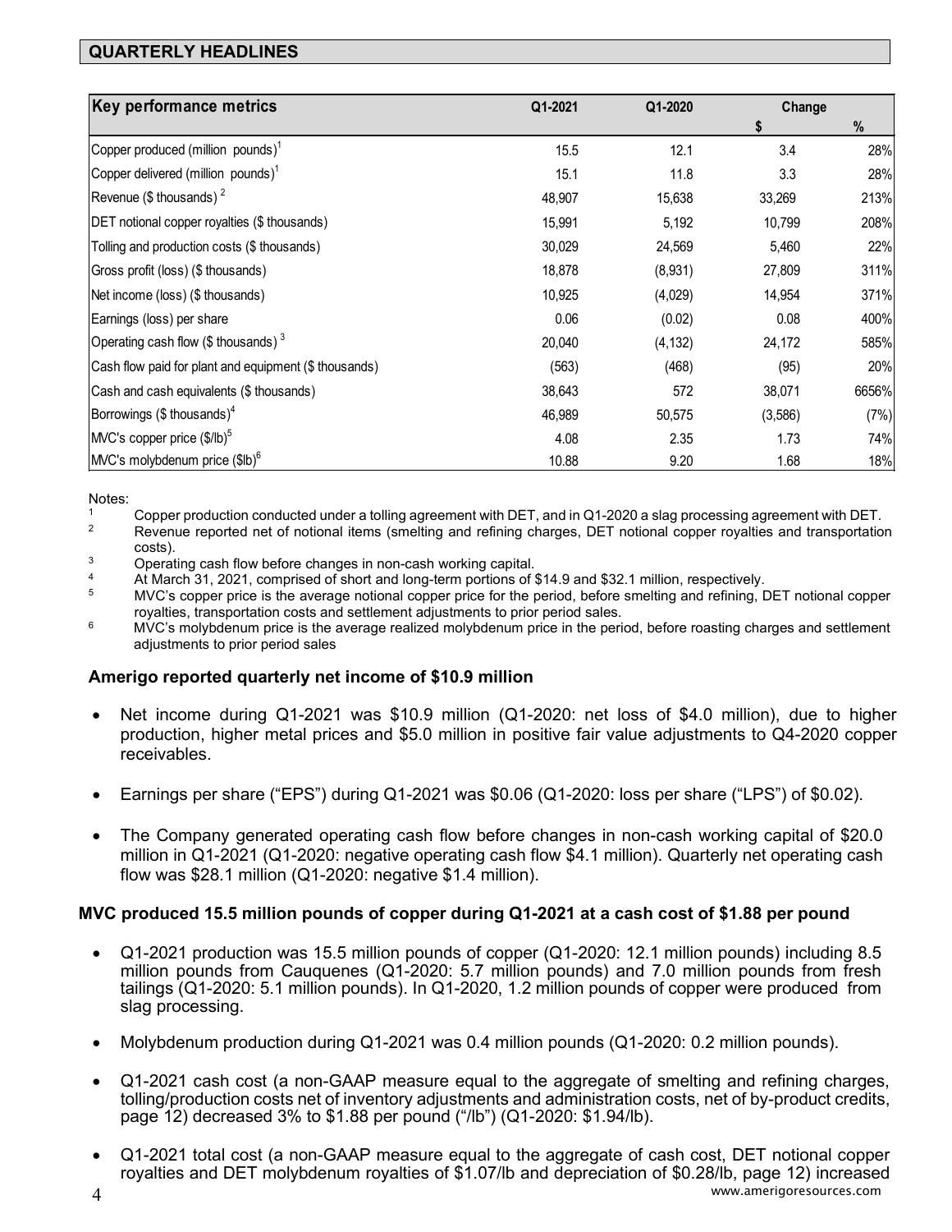## QUARTERLY HEADLINES

| Key performance metrics | Q1-2021 | Q1-2020 | Change | |
|---|---|---|---|---|
| | | | $ | % |
| Copper produced (million pounds)[1] | 15.5 | 12.1 | 3.4 | 28% |
| Copper delivered (million pounds)[1] | 15.1 | 11.8 | 3.3 | 28% |
| Revenue ($ thousands) [2] | 48,907 | 15,638 | 33,269 | 213% |
| DET notional copper royalties ($ thousands) | 15,991 | 5,192 | 10,799 | 208% |
| Tolling and production costs ($ thousands) | 30,029 | 24,569 | 5,460 | 22% |
| Gross profit (loss) ($ thousands) | 18,878 | (8,931) | 27,809 | 311% |
| Net income (loss) ($ thousands) | 10,925 | (4,029) | 14,954 | 371% |
| Earnings (loss) per share | 0.06 | (0.02) | 0.08 | 400% |
| Operating cash flow ($ thousands) [3] | 20,040 | (4,132) | 24,172 | 585% |
| Cash flow paid for plant and equipment ($ thousands) | (563) | (468) | (95) | 20% |
| Cash and cash equivalents ($ thousands) | 38,643 | 572 | 38,071 | 6656% |
| Borrowings ($ thousands)[4] | 46,989 | 50,575 | (3,586) | (7%) |
| MVC's copper price ($/lb)[5] | 4.08 | 2.35 | 1.73 | 74% |
| MVC's molybdenum price ($lb)[6] | 10.88 | 9.20 | 1.68 | 18% |

Notes:

1. Copper production conducted under a tolling agreement with DET, and in Q1-2020 a slag processing agreement with DET.
2. Revenue reported net of notional items (smelting and refining charges, DET notional copper royalties and transportation costs).
3. Operating cash flow before changes in non-cash working capital.
4. At March 31, 2021, comprised of short and long-term portions of $14.9 and $32.1 million, respectively.
5. MVC's copper price is the average notional copper price for the period, before smelting and refining, DET notional copper royalties, transportation costs and settlement adjustments to prior period sales.
6. MVC's molybdenum price is the average realized molybdenum price in the period, before roasting charges and settlement adjustments to prior period sales

### Amerigo reported quarterly net income of $10.9 million

- Net income during Q1-2021 was $10.9 million (Q1-2020: net loss of $4.0 million), due to higher production, higher metal prices and $5.0 million in positive fair value adjustments to Q4-2020 copper receivables.
- Earnings per share ("EPS") during Q1-2021 was $0.06 (Q1-2020: loss per share ("LPS") of $0.02).
- The Company generated operating cash flow before changes in non-cash working capital of $20.0 million in Q1-2021 (Q1-2020: negative operating cash flow $4.1 million). Quarterly net operating cash flow was $28.1 million (Q1-2020: negative $1.4 million).

### MVC produced 15.5 million pounds of copper during Q1-2021 at a cash cost of $1.88 per pound

- Q1-2021 production was 15.5 million pounds of copper (Q1-2020: 12.1 million pounds) including 8.5 million pounds from Cauquenes (Q1-2020: 5.7 million pounds) and 7.0 million pounds from fresh tailings (Q1-2020: 5.1 million pounds). In Q1-2020, 1.2 million pounds of copper were produced from slag processing.
- Molybdenum production during Q1-2021 was 0.4 million pounds (Q1-2020: 0.2 million pounds).
- Q1-2021 cash cost (a non-GAAP measure equal to the aggregate of smelting and refining charges, tolling/production costs net of inventory adjustments and administration costs, net of by-product credits, page 12) decreased 3% to $1.88 per pound ("/lb") (Q1-2020: $1.94/lb).
- Q1-2021 total cost (a non-GAAP measure equal to the aggregate of cash cost, DET notional copper royalties and DET molybdenum royalties of $1.07/lb and depreciation of $0.28/lb, page 12) increased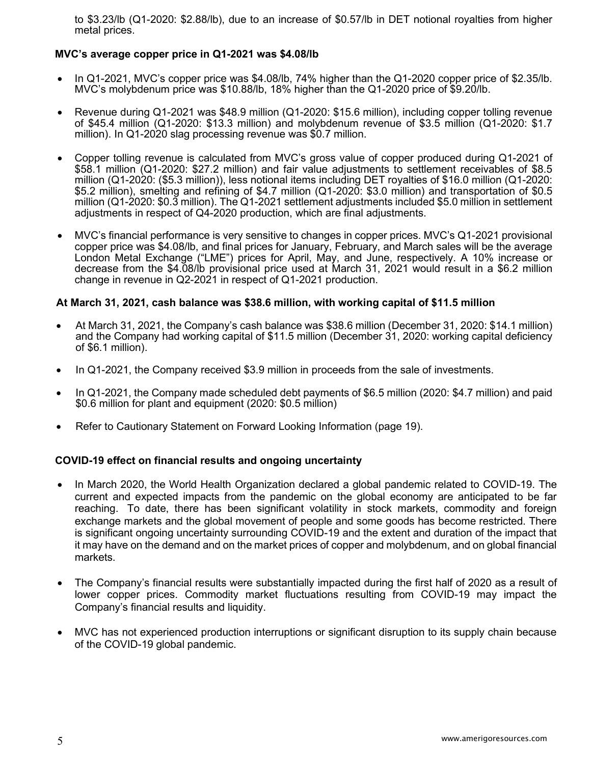to $3.23/lb (Q1-2020: $2.88/lb), due to an increase of $0.57/lb in DET notional royalties from higher metal prices.

**MVC's average copper price in Q1-2021 was $4.08/lb**

- In Q1-2021, MVC's copper price was $4.08/lb, 74% higher than the Q1-2020 copper price of $2.35/lb. MVC's molybdenum price was $10.88/lb, 18% higher than the Q1-2020 price of $9.20/lb.
- Revenue during Q1-2021 was $48.9 million (Q1-2020: $15.6 million), including copper tolling revenue of $45.4 million (Q1-2020: $13.3 million) and molybdenum revenue of $3.5 million (Q1-2020: $1.7 million). In Q1-2020 slag processing revenue was $0.7 million.
- Copper tolling revenue is calculated from MVC's gross value of copper produced during Q1-2021 of $58.1 million (Q1-2020: $27.2 million) and fair value adjustments to settlement receivables of $8.5 million (Q1-2020: ($5.3 million)), less notional items including DET royalties of $16.0 million (Q1-2020: $5.2 million), smelting and refining of $4.7 million (Q1-2020: $3.0 million) and transportation of $0.5 million (Q1-2020: $0.3 million). The Q1-2021 settlement adjustments included $5.0 million in settlement adjustments in respect of Q4-2020 production, which are final adjustments.
- MVC's financial performance is very sensitive to changes in copper prices. MVC's Q1-2021 provisional copper price was $4.08/lb, and final prices for January, February, and March sales will be the average London Metal Exchange ("LME") prices for April, May, and June, respectively. A 10% increase or decrease from the $4.08/lb provisional price used at March 31, 2021 would result in a $6.2 million change in revenue in Q2-2021 in respect of Q1-2021 production.

**At March 31, 2021, cash balance was $38.6 million, with working capital of $11.5 million**

- At March 31, 2021, the Company's cash balance was $38.6 million (December 31, 2020: $14.1 million) and the Company had working capital of $11.5 million (December 31, 2020: working capital deficiency of $6.1 million).
- In Q1-2021, the Company received $3.9 million in proceeds from the sale of investments.
- In Q1-2021, the Company made scheduled debt payments of $6.5 million (2020: $4.7 million) and paid $0.6 million for plant and equipment (2020: $0.5 million)
- Refer to Cautionary Statement on Forward Looking Information (page 19).

**COVID-19 effect on financial results and ongoing uncertainty**

- In March 2020, the World Health Organization declared a global pandemic related to COVID-19. The current and expected impacts from the pandemic on the global economy are anticipated to be far reaching. To date, there has been significant volatility in stock markets, commodity and foreign exchange markets and the global movement of people and some goods has become restricted. There is significant ongoing uncertainty surrounding COVID-19 and the extent and duration of the impact that it may have on the demand and on the market prices of copper and molybdenum, and on global financial markets.
- The Company's financial results were substantially impacted during the first half of 2020 as a result of lower copper prices. Commodity market fluctuations resulting from COVID-19 may impact the Company's financial results and liquidity.
- MVC has not experienced production interruptions or significant disruption to its supply chain because of the COVID-19 global pandemic.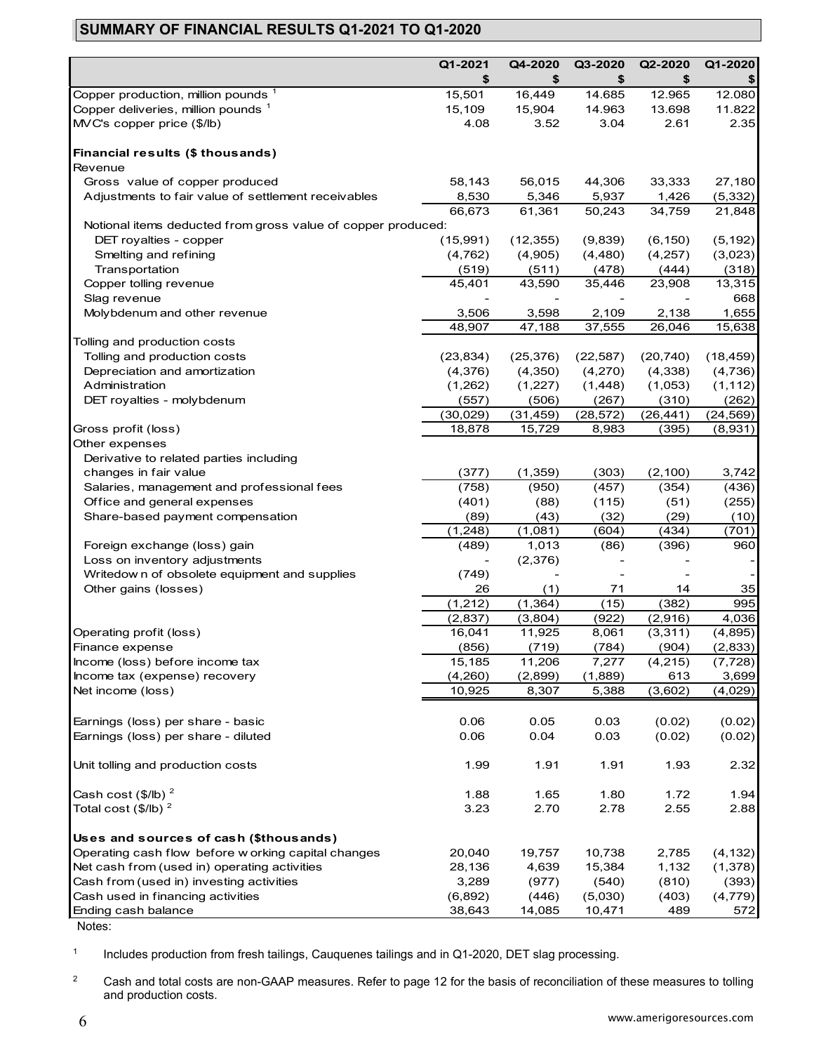## SUMMARY OF FINANCIAL RESULTS Q1-2021 TO Q1-2020

| | Q1-2021 | Q4-2020 | Q3-2020 | Q2-2020 | Q1-2020 |
|---|---|---|---|---|---|
| | $ | $ | $ | $ | $ |
| Copper production, million pounds [1] | 15,501 | 16,449 | 14.685 | 12.965 | 12.080 |
| Copper deliveries, million pounds [1] | 15,109 | 15,904 | 14.963 | 13.698 | 11.822 |
| MVC's copper price ($/lb) | 4.08 | 3.52 | 3.04 | 2.61 | 2.35 |
| **Financial results ($ thousands)** | | | | | |
| Revenue | | | | | |
| Gross value of copper produced | 58,143 | 56,015 | 44,306 | 33,333 | 27,180 |
| Adjustments to fair value of settlement receivables | 8,530 | 5,346 | 5,937 | 1,426 | (5,332) |
| | 66,673 | 61,361 | 50,243 | 34,759 | 21,848 |
| Notional items deducted from gross value of copper produced: | | | | | |
| DET royalties - copper | (15,991) | (12,355) | (9,839) | (6,150) | (5,192) |
| Smelting and refining | (4,762) | (4,905) | (4,480) | (4,257) | (3,023) |
| Transportation | (519) | (511) | (478) | (444) | (318) |
| Copper tolling revenue | 45,401 | 43,590 | 35,446 | 23,908 | 13,315 |
| Slag revenue | - | - | - | - | 668 |
| Molybdenum and other revenue | 3,506 | 3,598 | 2,109 | 2,138 | 1,655 |
| | 48,907 | 47,188 | 37,555 | 26,046 | 15,638 |
| Tolling and production costs | | | | | |
| Tolling and production costs | (23,834) | (25,376) | (22,587) | (20,740) | (18,459) |
| Depreciation and amortization | (4,376) | (4,350) | (4,270) | (4,338) | (4,736) |
| Administration | (1,262) | (1,227) | (1,448) | (1,053) | (1,112) |
| DET royalties - molybdenum | (557) | (506) | (267) | (310) | (262) |
| | (30,029) | (31,459) | (28,572) | (26,441) | (24,569) |
| Gross profit (loss) | 18,878 | 15,729 | 8,983 | (395) | (8,931) |
| Other expenses | | | | | |
| Derivative to related parties including changes in fair value | (377) | (1,359) | (303) | (2,100) | 3,742 |
| Salaries, management and professional fees | (758) | (950) | (457) | (354) | (436) |
| Office and general expenses | (401) | (88) | (115) | (51) | (255) |
| Share-based payment compensation | (89) | (43) | (32) | (29) | (10) |
| | (1,248) | (1,081) | (604) | (434) | (701) |
| Foreign exchange (loss) gain | (489) | 1,013 | (86) | (396) | 960 |
| Loss on inventory adjustments | - | (2,376) | - | - | - |
| Writedown of obsolete equipment and supplies | (749) | - | - | - | - |
| Other gains (losses) | 26 | (1) | 71 | 14 | 35 |
| | (1,212) | (1,364) | (15) | (382) | 995 |
| | (2,837) | (3,804) | (922) | (2,916) | 4,036 |
| Operating profit (loss) | 16,041 | 11,925 | 8,061 | (3,311) | (4,895) |
| Finance expense | (856) | (719) | (784) | (904) | (2,833) |
| Income (loss) before income tax | 15,185 | 11,206 | 7,277 | (4,215) | (7,728) |
| Income tax (expense) recovery | (4,260) | (2,899) | (1,889) | 613 | 3,699 |
| Net income (loss) | 10,925 | 8,307 | 5,388 | (3,602) | (4,029) |
| Earnings (loss) per share - basic | 0.06 | 0.05 | 0.03 | (0.02) | (0.02) |
| Earnings (loss) per share - diluted | 0.06 | 0.04 | 0.03 | (0.02) | (0.02) |
| Unit tolling and production costs | 1.99 | 1.91 | 1.91 | 1.93 | 2.32 |
| Cash cost ($/lb) [2] | 1.88 | 1.65 | 1.80 | 1.72 | 1.94 |
| Total cost ($/lb) [2] | 3.23 | 2.70 | 2.78 | 2.55 | 2.88 |
| **Uses and sources of cash ($thousands)** | | | | | |
| Operating cash flow before working capital changes | 20,040 | 19,757 | 10,738 | 2,785 | (4,132) |
| Net cash from (used in) operating activities | 28,136 | 4,639 | 15,384 | 1,132 | (1,378) |
| Cash from (used in) investing activities | 3,289 | (977) | (540) | (810) | (393) |
| Cash used in financing activities | (6,892) | (446) | (5,030) | (403) | (4,779) |
| Ending cash balance | 38,643 | 14,085 | 10,471 | 489 | 572 |

Notes:

1. Includes production from fresh tailings, Cauquenes tailings and in Q1-2020, DET slag processing.

2. Cash and total costs are non-GAAP measures. Refer to page 12 for the basis of reconciliation of these measures to tolling and production costs.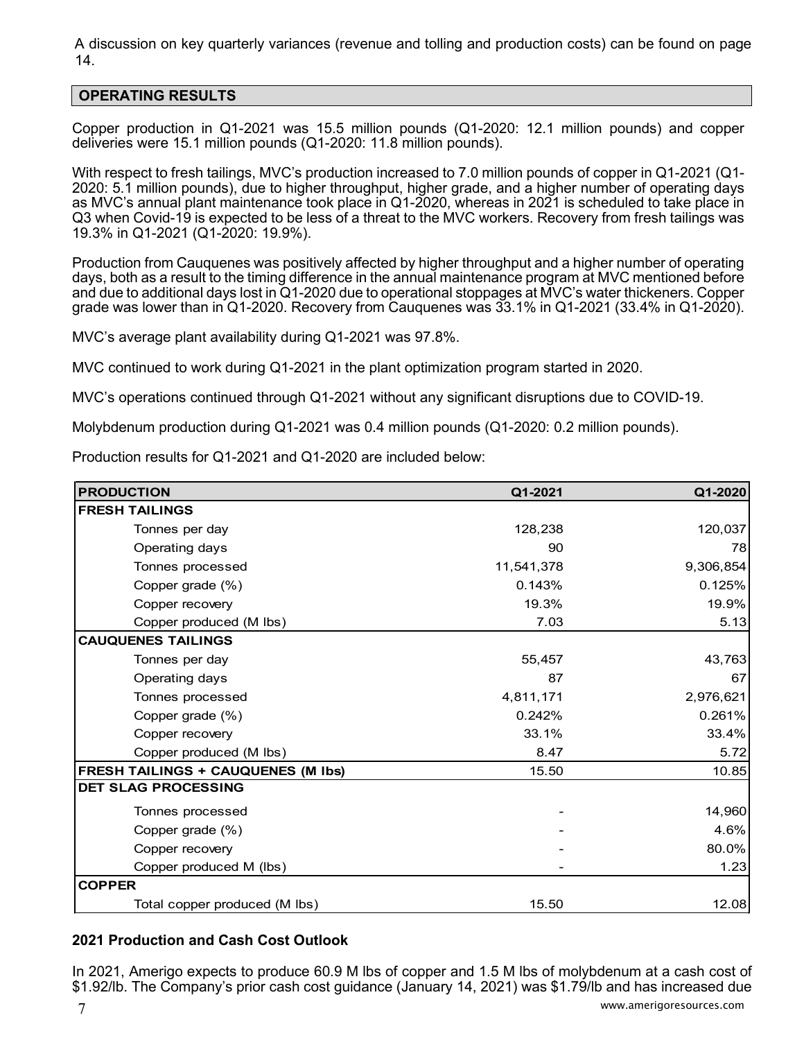A discussion on key quarterly variances (revenue and tolling and production costs) can be found on page 14.

## OPERATING RESULTS

Copper production in Q1-2021 was 15.5 million pounds (Q1-2020: 12.1 million pounds) and copper deliveries were 15.1 million pounds (Q1-2020: 11.8 million pounds).

With respect to fresh tailings, MVC's production increased to 7.0 million pounds of copper in Q1-2021 (Q1-2020: 5.1 million pounds), due to higher throughput, higher grade, and a higher number of operating days as MVC's annual plant maintenance took place in Q1-2020, whereas in 2021 is scheduled to take place in Q3 when Covid-19 is expected to be less of a threat to the MVC workers. Recovery from fresh tailings was 19.3% in Q1-2021 (Q1-2020: 19.9%).

Production from Cauquenes was positively affected by higher throughput and a higher number of operating days, both as a result to the timing difference in the annual maintenance program at MVC mentioned before and due to additional days lost in Q1-2020 due to operational stoppages at MVC's water thickeners. Copper grade was lower than in Q1-2020. Recovery from Cauquenes was 33.1% in Q1-2021 (33.4% in Q1-2020).

MVC's average plant availability during Q1-2021 was 97.8%.

MVC continued to work during Q1-2021 in the plant optimization program started in 2020.

MVC's operations continued through Q1-2021 without any significant disruptions due to COVID-19.

Molybdenum production during Q1-2021 was 0.4 million pounds (Q1-2020: 0.2 million pounds).

Production results for Q1-2021 and Q1-2020 are included below:

| PRODUCTION | Q1-2021 | Q1-2020 |
|---|---|---|
| **FRESH TAILINGS** | | |
| Tonnes per day | 128,238 | 120,037 |
| Operating days | 90 | 78 |
| Tonnes processed | 11,541,378 | 9,306,854 |
| Copper grade (%) | 0.143% | 0.125% |
| Copper recovery | 19.3% | 19.9% |
| Copper produced (M lbs) | 7.03 | 5.13 |
| **CAUQUENES TAILINGS** | | |
| Tonnes per day | 55,457 | 43,763 |
| Operating days | 87 | 67 |
| Tonnes processed | 4,811,171 | 2,976,621 |
| Copper grade (%) | 0.242% | 0.261% |
| Copper recovery | 33.1% | 33.4% |
| Copper produced (M lbs) | 8.47 | 5.72 |
| **FRESH TAILINGS + CAUQUENES (M lbs)** | 15.50 | 10.85 |
| **DET SLAG PROCESSING** | | |
| Tonnes processed | - | 14,960 |
| Copper grade (%) | - | 4.6% |
| Copper recovery | - | 80.0% |
| Copper produced M (lbs) | - | 1.23 |
| **COPPER** | | |
| Total copper produced (M lbs) | 15.50 | 12.08 |

### 2021 Production and Cash Cost Outlook

In 2021, Amerigo expects to produce 60.9 M lbs of copper and 1.5 M lbs of molybdenum at a cash cost of $1.92/lb. The Company's prior cash cost guidance (January 14, 2021) was $1.79/lb and has increased due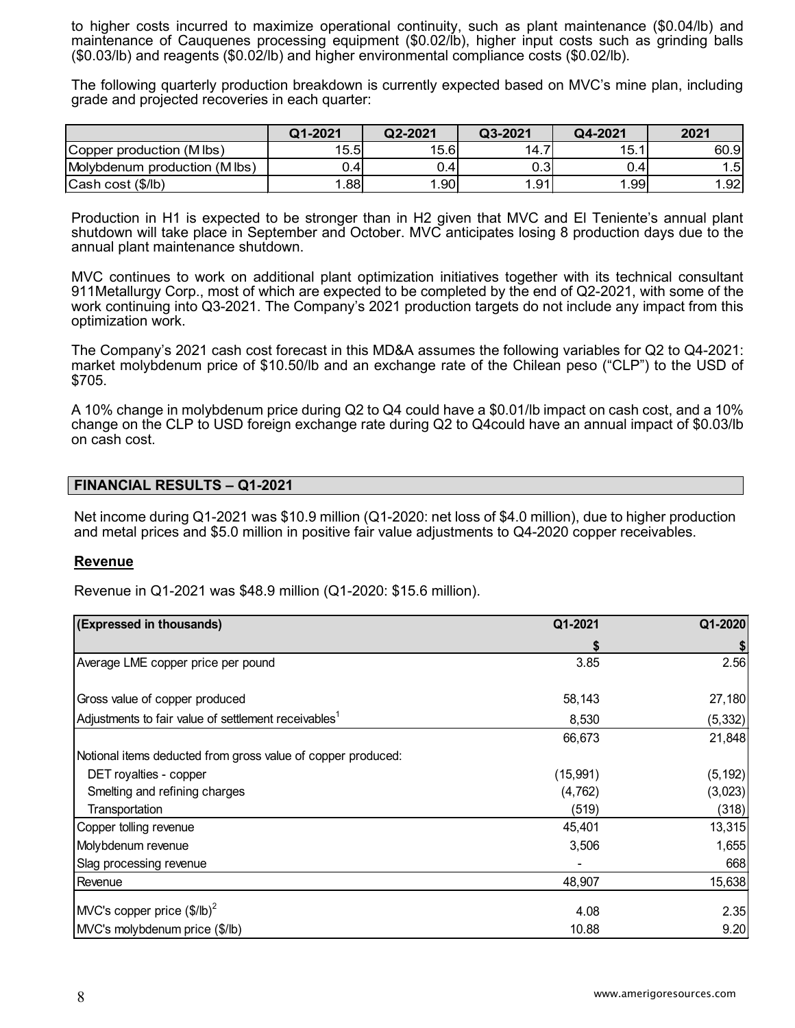to higher costs incurred to maximize operational continuity, such as plant maintenance ($0.04/lb) and maintenance of Cauquenes processing equipment ($0.02/lb), higher input costs such as grinding balls ($0.03/lb) and reagents ($0.02/lb) and higher environmental compliance costs ($0.02/lb).

The following quarterly production breakdown is currently expected based on MVC's mine plan, including grade and projected recoveries in each quarter:

| | Q1-2021 | Q2-2021 | Q3-2021 | Q4-2021 | 2021 |
|---|---|---|---|---|---|
| Copper production (M lbs) | 15.5 | 15.6 | 14.7 | 15.1 | 60.9 |
| Molybdenum production (M lbs) | 0.4 | 0.4 | 0.3 | 0.4 | 1.5 |
| Cash cost ($/lb) | 1.88 | 1.90 | 1.91 | 1.99 | 1.92 |

Production in H1 is expected to be stronger than in H2 given that MVC and El Teniente's annual plant shutdown will take place in September and October. MVC anticipates losing 8 production days due to the annual plant maintenance shutdown.

MVC continues to work on additional plant optimization initiatives together with its technical consultant 911Metallurgy Corp., most of which are expected to be completed by the end of Q2-2021, with some of the work continuing into Q3-2021. The Company's 2021 production targets do not include any impact from this optimization work.

The Company's 2021 cash cost forecast in this MD&A assumes the following variables for Q2 to Q4-2021: market molybdenum price of $10.50/lb and an exchange rate of the Chilean peso ("CLP") to the USD of $705.

A 10% change in molybdenum price during Q2 to Q4 could have a $0.01/lb impact on cash cost, and a 10% change on the CLP to USD foreign exchange rate during Q2 to Q4could have an annual impact of $0.03/lb on cash cost.

## FINANCIAL RESULTS – Q1-2021

Net income during Q1-2021 was $10.9 million (Q1-2020: net loss of $4.0 million), due to higher production and metal prices and $5.0 million in positive fair value adjustments to Q4-2020 copper receivables.

### Revenue

Revenue in Q1-2021 was $48.9 million (Q1-2020: $15.6 million).

| (Expressed in thousands) | Q1-2021 | Q1-2020 |
|---|---|---|
| | $ | $ |
| Average LME copper price per pound | 3.85 | 2.56 |
| Gross value of copper produced | 58,143 | 27,180 |
| Adjustments to fair value of settlement receivables[1] | 8,530 | (5,332) |
| | 66,673 | 21,848 |
| Notional items deducted from gross value of copper produced: | | |
| DET royalties - copper | (15,991) | (5,192) |
| Smelting and refining charges | (4,762) | (3,023) |
| Transportation | (519) | (318) |
| Copper tolling revenue | 45,401 | 13,315 |
| Molybdenum revenue | 3,506 | 1,655 |
| Slag processing revenue | - | 668 |
| Revenue | 48,907 | 15,638 |
| MVC's copper price ($/lb)[2] | 4.08 | 2.35 |
| MVC's molybdenum price ($/lb) | 10.88 | 9.20 |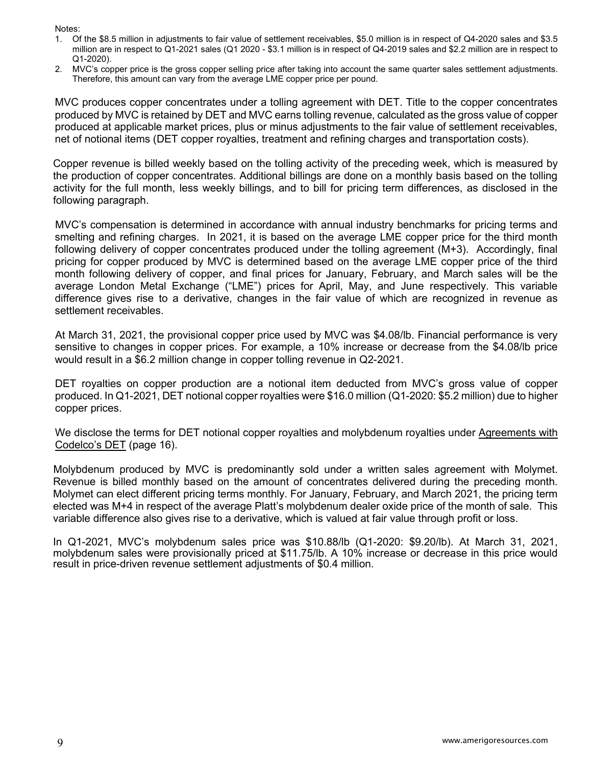Notes:

1. Of the \$8.5 million in adjustments to fair value of settlement receivables, \$5.0 million is in respect of Q4-2020 sales and \$3.5 million are in respect to Q1-2021 sales (Q1 2020 - \$3.1 million is in respect of Q4-2019 sales and \$2.2 million are in respect to Q1-2020).
2. MVC's copper price is the gross copper selling price after taking into account the same quarter sales settlement adjustments. Therefore, this amount can vary from the average LME copper price per pound.

MVC produces copper concentrates under a tolling agreement with DET. Title to the copper concentrates produced by MVC is retained by DET and MVC earns tolling revenue, calculated as the gross value of copper produced at applicable market prices, plus or minus adjustments to the fair value of settlement receivables, net of notional items (DET copper royalties, treatment and refining charges and transportation costs).

Copper revenue is billed weekly based on the tolling activity of the preceding week, which is measured by the production of copper concentrates. Additional billings are done on a monthly basis based on the tolling activity for the full month, less weekly billings, and to bill for pricing term differences, as disclosed in the following paragraph.

MVC's compensation is determined in accordance with annual industry benchmarks for pricing terms and smelting and refining charges. In 2021, it is based on the average LME copper price for the third month following delivery of copper concentrates produced under the tolling agreement (M+3). Accordingly, final pricing for copper produced by MVC is determined based on the average LME copper price of the third month following delivery of copper, and final prices for January, February, and March sales will be the average London Metal Exchange ("LME") prices for April, May, and June respectively. This variable difference gives rise to a derivative, changes in the fair value of which are recognized in revenue as settlement receivables.

At March 31, 2021, the provisional copper price used by MVC was \$4.08/lb. Financial performance is very sensitive to changes in copper prices. For example, a 10% increase or decrease from the \$4.08/lb price would result in a \$6.2 million change in copper tolling revenue in Q2-2021.

DET royalties on copper production are a notional item deducted from MVC's gross value of copper produced. In Q1-2021, DET notional copper royalties were \$16.0 million (Q1-2020: \$5.2 million) due to higher copper prices.

We disclose the terms for DET notional copper royalties and molybdenum royalties under Agreements with Codelco's DET (page 16).

Molybdenum produced by MVC is predominantly sold under a written sales agreement with Molymet. Revenue is billed monthly based on the amount of concentrates delivered during the preceding month. Molymet can elect different pricing terms monthly. For January, February, and March 2021, the pricing term elected was M+4 in respect of the average Platt's molybdenum dealer oxide price of the month of sale. This variable difference also gives rise to a derivative, which is valued at fair value through profit or loss.

In Q1-2021, MVC's molybdenum sales price was \$10.88/lb (Q1-2020: \$9.20/lb). At March 31, 2021, molybdenum sales were provisionally priced at \$11.75/lb. A 10% increase or decrease in this price would result in price-driven revenue settlement adjustments of \$0.4 million.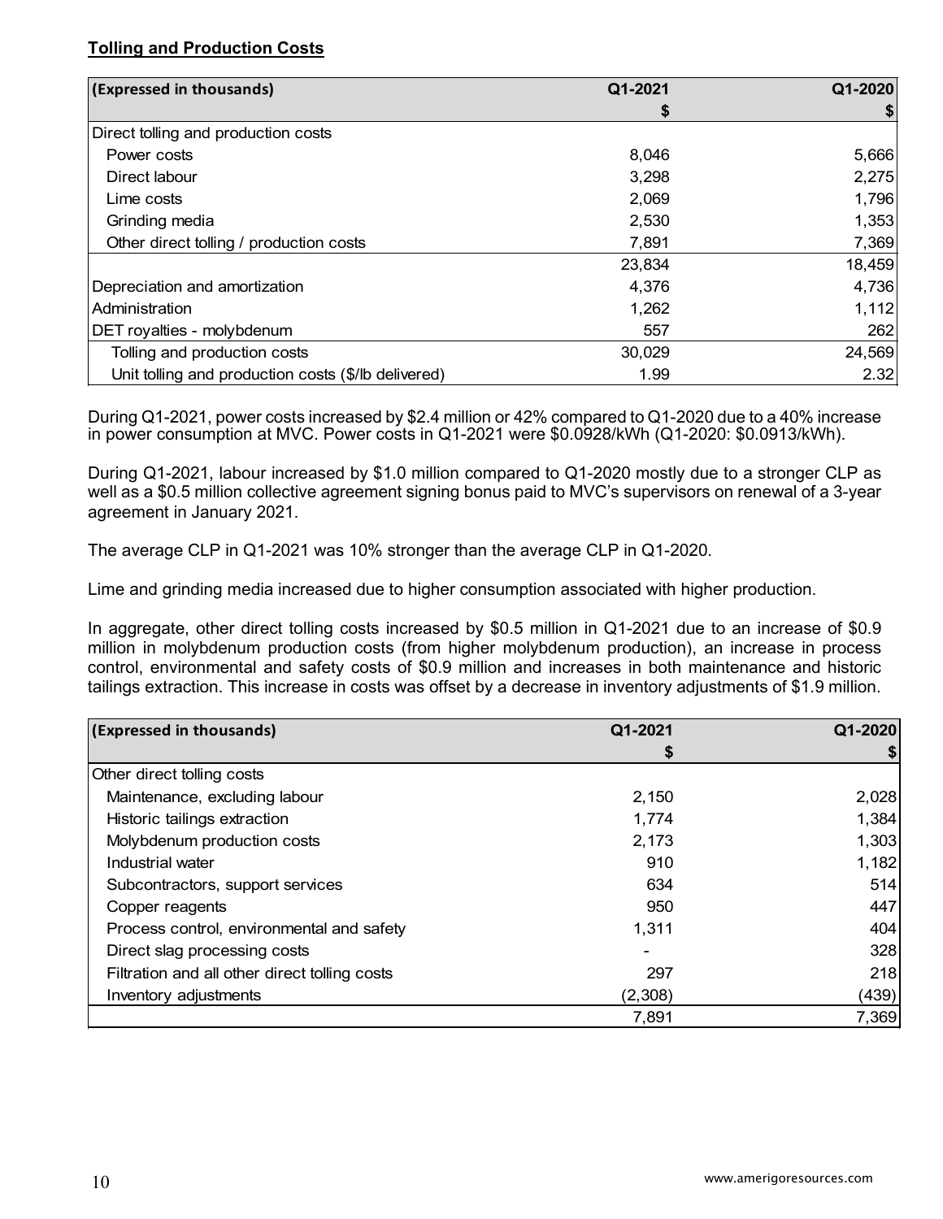**Tolling and Production Costs**

| (Expressed in thousands) | Q1-2021 | Q1-2020 |
|---|---|---|
| | $ | $ |
| Direct tolling and production costs | | |
| Power costs | 8,046 | 5,666 |
| Direct labour | 3,298 | 2,275 |
| Lime costs | 2,069 | 1,796 |
| Grinding media | 2,530 | 1,353 |
| Other direct tolling / production costs | 7,891 | 7,369 |
| | 23,834 | 18,459 |
| Depreciation and amortization | 4,376 | 4,736 |
| Administration | 1,262 | 1,112 |
| DET royalties - molybdenum | 557 | 262 |
| Tolling and production costs | 30,029 | 24,569 |
| Unit tolling and production costs ($/lb delivered) | 1.99 | 2.32 |

During Q1-2021, power costs increased by $2.4 million or 42% compared to Q1-2020 due to a 40% increase in power consumption at MVC. Power costs in Q1-2021 were $0.0928/kWh (Q1-2020: $0.0913/kWh).

During Q1-2021, labour increased by $1.0 million compared to Q1-2020 mostly due to a stronger CLP as well as a $0.5 million collective agreement signing bonus paid to MVC's supervisors on renewal of a 3-year agreement in January 2021.

The average CLP in Q1-2021 was 10% stronger than the average CLP in Q1-2020.

Lime and grinding media increased due to higher consumption associated with higher production.

In aggregate, other direct tolling costs increased by $0.5 million in Q1-2021 due to an increase of $0.9 million in molybdenum production costs (from higher molybdenum production), an increase in process control, environmental and safety costs of $0.9 million and increases in both maintenance and historic tailings extraction. This increase in costs was offset by a decrease in inventory adjustments of $1.9 million.

| (Expressed in thousands) | Q1-2021 | Q1-2020 |
|---|---|---|
| | $ | $ |
| Other direct tolling costs | | |
| Maintenance, excluding labour | 2,150 | 2,028 |
| Historic tailings extraction | 1,774 | 1,384 |
| Molybdenum production costs | 2,173 | 1,303 |
| Industrial water | 910 | 1,182 |
| Subcontractors, support services | 634 | 514 |
| Copper reagents | 950 | 447 |
| Process control, environmental and safety | 1,311 | 404 |
| Direct slag processing costs | - | 328 |
| Filtration and all other direct tolling costs | 297 | 218 |
| Inventory adjustments | (2,308) | (439) |
| | 7,891 | 7,369 |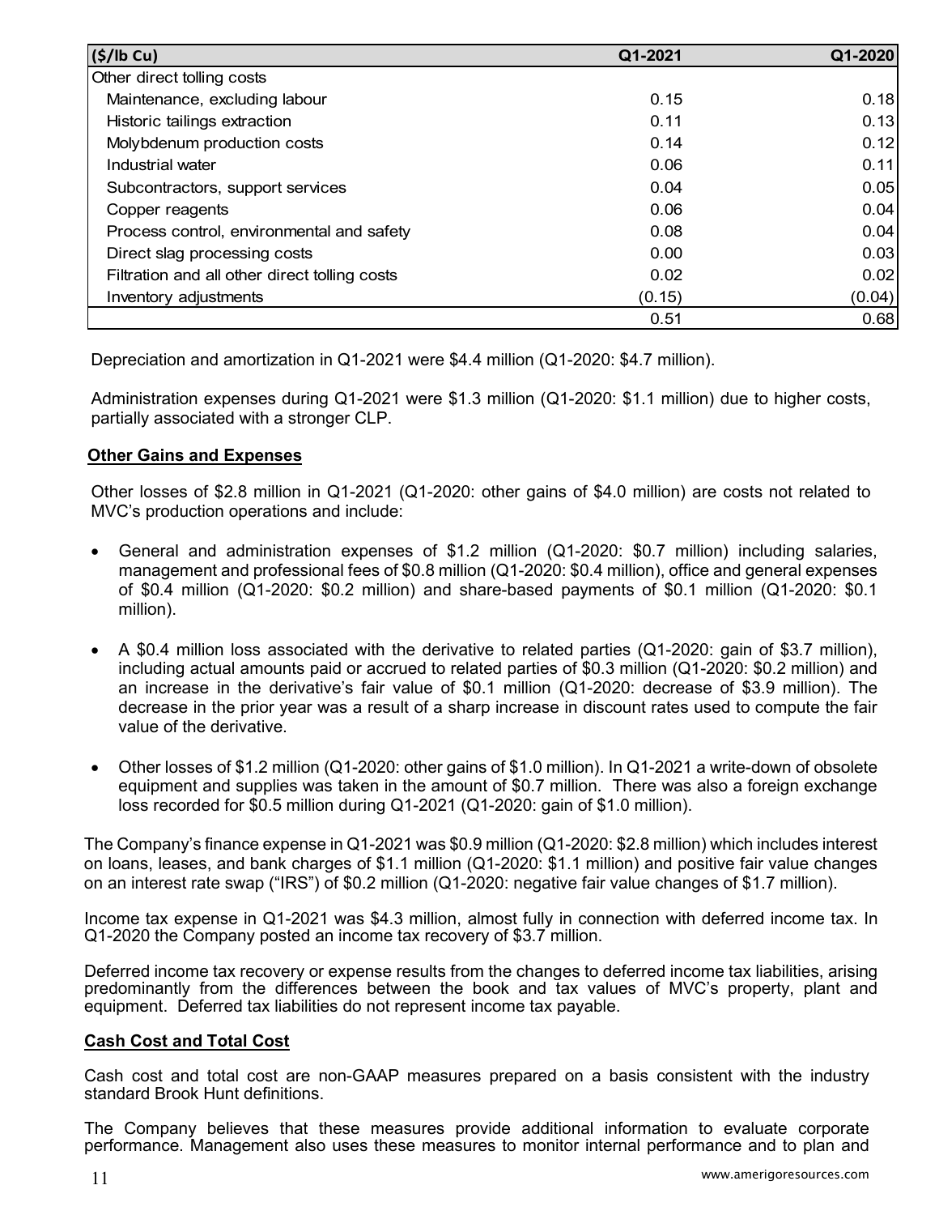| ($/lb Cu) | Q1-2021 | Q1-2020 |
|---|---|---|
| Other direct tolling costs | | |
| Maintenance, excluding labour | 0.15 | 0.18 |
| Historic tailings extraction | 0.11 | 0.13 |
| Molybdenum production costs | 0.14 | 0.12 |
| Industrial water | 0.06 | 0.11 |
| Subcontractors, support services | 0.04 | 0.05 |
| Copper reagents | 0.06 | 0.04 |
| Process control, environmental and safety | 0.08 | 0.04 |
| Direct slag processing costs | 0.00 | 0.03 |
| Filtration and all other direct tolling costs | 0.02 | 0.02 |
| Inventory adjustments | (0.15) | (0.04) |
| | 0.51 | 0.68 |

Depreciation and amortization in Q1-2021 were $4.4 million (Q1-2020: $4.7 million).

Administration expenses during Q1-2021 were $1.3 million (Q1-2020: $1.1 million) due to higher costs, partially associated with a stronger CLP.

**Other Gains and Expenses**

Other losses of $2.8 million in Q1-2021 (Q1-2020: other gains of $4.0 million) are costs not related to MVC's production operations and include:

- General and administration expenses of $1.2 million (Q1-2020: $0.7 million) including salaries, management and professional fees of $0.8 million (Q1-2020: $0.4 million), office and general expenses of $0.4 million (Q1-2020: $0.2 million) and share-based payments of $0.1 million (Q1-2020: $0.1 million).
- A $0.4 million loss associated with the derivative to related parties (Q1-2020: gain of $3.7 million), including actual amounts paid or accrued to related parties of $0.3 million (Q1-2020: $0.2 million) and an increase in the derivative's fair value of $0.1 million (Q1-2020: decrease of $3.9 million). The decrease in the prior year was a result of a sharp increase in discount rates used to compute the fair value of the derivative.
- Other losses of $1.2 million (Q1-2020: other gains of $1.0 million). In Q1-2021 a write-down of obsolete equipment and supplies was taken in the amount of $0.7 million. There was also a foreign exchange loss recorded for $0.5 million during Q1-2021 (Q1-2020: gain of $1.0 million).

The Company's finance expense in Q1-2021 was $0.9 million (Q1-2020: $2.8 million) which includes interest on loans, leases, and bank charges of $1.1 million (Q1-2020: $1.1 million) and positive fair value changes on an interest rate swap ("IRS") of $0.2 million (Q1-2020: negative fair value changes of $1.7 million).

Income tax expense in Q1-2021 was $4.3 million, almost fully in connection with deferred income tax. In Q1-2020 the Company posted an income tax recovery of $3.7 million.

Deferred income tax recovery or expense results from the changes to deferred income tax liabilities, arising predominantly from the differences between the book and tax values of MVC's property, plant and equipment. Deferred tax liabilities do not represent income tax payable.

**Cash Cost and Total Cost**

Cash cost and total cost are non-GAAP measures prepared on a basis consistent with the industry standard Brook Hunt definitions.

The Company believes that these measures provide additional information to evaluate corporate performance. Management also uses these measures to monitor internal performance and to plan and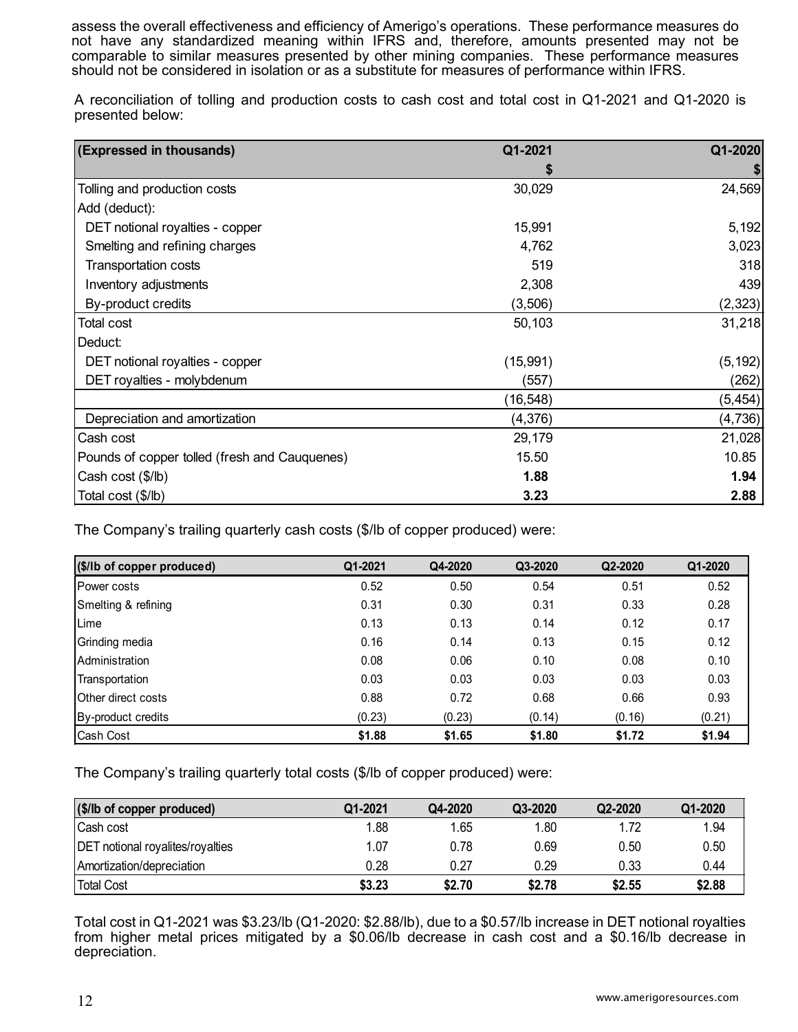assess the overall effectiveness and efficiency of Amerigo's operations. These performance measures do not have any standardized meaning within IFRS and, therefore, amounts presented may not be comparable to similar measures presented by other mining companies. These performance measures should not be considered in isolation or as a substitute for measures of performance within IFRS.

A reconciliation of tolling and production costs to cash cost and total cost in Q1-2021 and Q1-2020 is presented below:

| (Expressed in thousands) | Q1-2021 | Q1-2020 |
|---|---|---|
| | $ | $ |
| Tolling and production costs | 30,029 | 24,569 |
| Add (deduct): | | |
| DET notional royalties - copper | 15,991 | 5,192 |
| Smelting and refining charges | 4,762 | 3,023 |
| Transportation costs | 519 | 318 |
| Inventory adjustments | 2,308 | 439 |
| By-product credits | (3,506) | (2,323) |
| Total cost | 50,103 | 31,218 |
| Deduct: | | |
| DET notional royalties - copper | (15,991) | (5,192) |
| DET royalties - molybdenum | (557) | (262) |
| | (16,548) | (5,454) |
| Depreciation and amortization | (4,376) | (4,736) |
| Cash cost | 29,179 | 21,028 |
| Pounds of copper tolled (fresh and Cauquenes) | 15.50 | 10.85 |
| Cash cost ($/lb) | **1.88** | **1.94** |
| Total cost ($/lb) | **3.23** | **2.88** |

The Company's trailing quarterly cash costs ($/lb of copper produced) were:

| ($/lb of copper produced) | Q1-2021 | Q4-2020 | Q3-2020 | Q2-2020 | Q1-2020 |
|---|---|---|---|---|---|
| Power costs | 0.52 | 0.50 | 0.54 | 0.51 | 0.52 |
| Smelting & refining | 0.31 | 0.30 | 0.31 | 0.33 | 0.28 |
| Lime | 0.13 | 0.13 | 0.14 | 0.12 | 0.17 |
| Grinding media | 0.16 | 0.14 | 0.13 | 0.15 | 0.12 |
| Administration | 0.08 | 0.06 | 0.10 | 0.08 | 0.10 |
| Transportation | 0.03 | 0.03 | 0.03 | 0.03 | 0.03 |
| Other direct costs | 0.88 | 0.72 | 0.68 | 0.66 | 0.93 |
| By-product credits | (0.23) | (0.23) | (0.14) | (0.16) | (0.21) |
| Cash Cost | **$1.88** | **$1.65** | **$1.80** | **$1.72** | **$1.94** |

The Company's trailing quarterly total costs ($/lb of copper produced) were:

| ($/lb of copper produced) | Q1-2021 | Q4-2020 | Q3-2020 | Q2-2020 | Q1-2020 |
|---|---|---|---|---|---|
| Cash cost | 1.88 | 1.65 | 1.80 | 1.72 | 1.94 |
| DET notional royalites/royalties | 1.07 | 0.78 | 0.69 | 0.50 | 0.50 |
| Amortization/depreciation | 0.28 | 0.27 | 0.29 | 0.33 | 0.44 |
| Total Cost | **$3.23** | **$2.70** | **$2.78** | **$2.55** | **$2.88** |

Total cost in Q1-2021 was $3.23/lb (Q1-2020: $2.88/lb), due to a $0.57/lb increase in DET notional royalties from higher metal prices mitigated by a $0.06/lb decrease in cash cost and a $0.16/lb decrease in depreciation.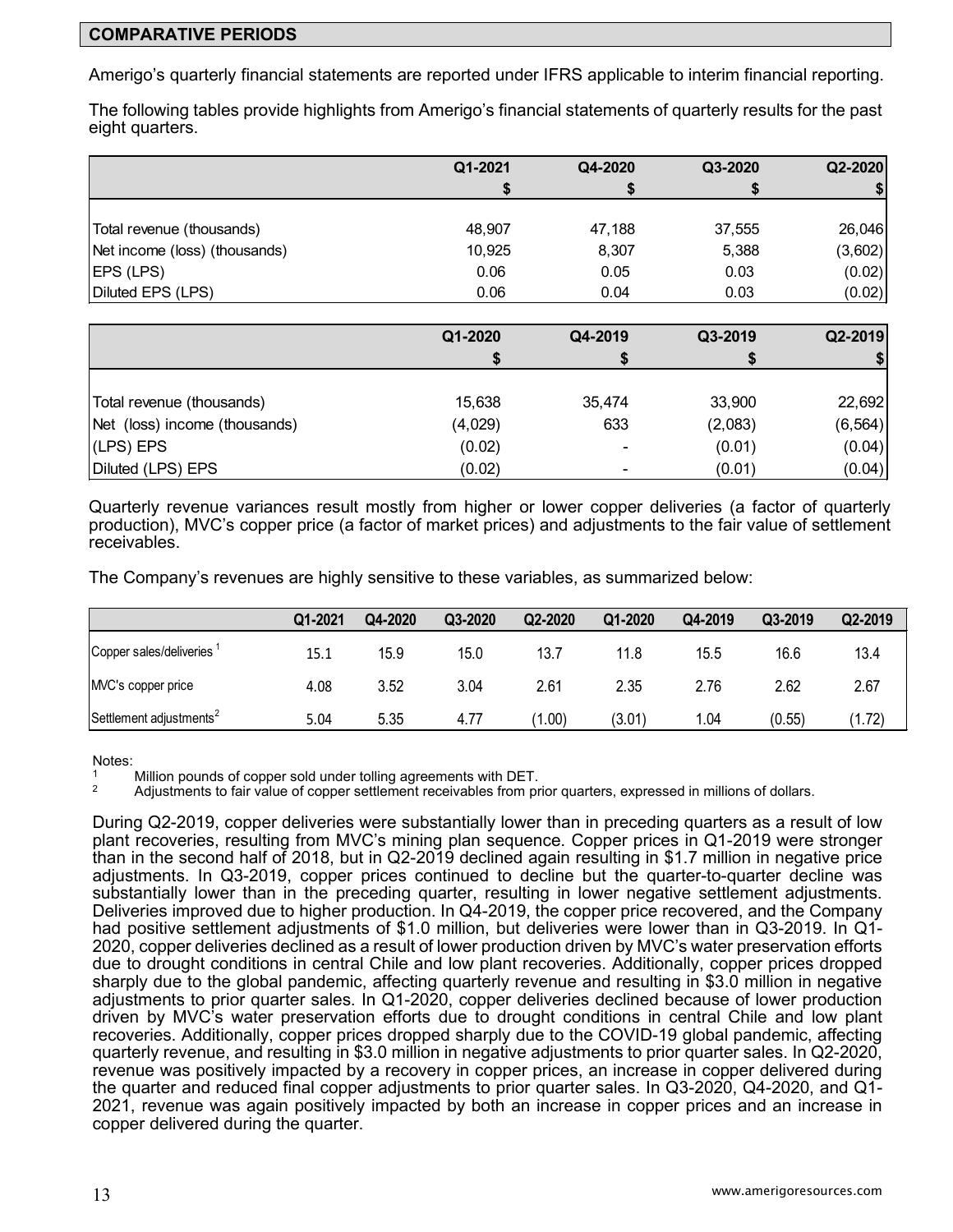## COMPARATIVE PERIODS

Amerigo's quarterly financial statements are reported under IFRS applicable to interim financial reporting.

The following tables provide highlights from Amerigo's financial statements of quarterly results for the past eight quarters.

| | Q1-2021 | Q4-2020 | Q3-2020 | Q2-2020 |
|---|---|---|---|---|
| | $ | $ | $ | $ |
| Total revenue (thousands) | 48,907 | 47,188 | 37,555 | 26,046 |
| Net income (loss) (thousands) | 10,925 | 8,307 | 5,388 | (3,602) |
| EPS (LPS) | 0.06 | 0.05 | 0.03 | (0.02) |
| Diluted EPS (LPS) | 0.06 | 0.04 | 0.03 | (0.02) |

| | Q1-2020 | Q4-2019 | Q3-2019 | Q2-2019 |
|---|---|---|---|---|
| | $ | $ | $ | $ |
| Total revenue (thousands) | 15,638 | 35,474 | 33,900 | 22,692 |
| Net (loss) income (thousands) | (4,029) | 633 | (2,083) | (6,564) |
| (LPS) EPS | (0.02) | - | (0.01) | (0.04) |
| Diluted (LPS) EPS | (0.02) | - | (0.01) | (0.04) |

Quarterly revenue variances result mostly from higher or lower copper deliveries (a factor of quarterly production), MVC's copper price (a factor of market prices) and adjustments to the fair value of settlement receivables.

The Company's revenues are highly sensitive to these variables, as summarized below:

| | Q1-2021 | Q4-2020 | Q3-2020 | Q2-2020 | Q1-2020 | Q4-2019 | Q3-2019 | Q2-2019 |
|---|---|---|---|---|---|---|---|---|
| Copper sales/deliveries [1] | 15.1 | 15.9 | 15.0 | 13.7 | 11.8 | 15.5 | 16.6 | 13.4 |
| MVC's copper price | 4.08 | 3.52 | 3.04 | 2.61 | 2.35 | 2.76 | 2.62 | 2.67 |
| Settlement adjustments [2] | 5.04 | 5.35 | 4.77 | (1.00) | (3.01) | 1.04 | (0.55) | (1.72) |

Notes:

[1] Million pounds of copper sold under tolling agreements with DET.

[2] Adjustments to fair value of copper settlement receivables from prior quarters, expressed in millions of dollars.

During Q2-2019, copper deliveries were substantially lower than in preceding quarters as a result of low plant recoveries, resulting from MVC's mining plan sequence. Copper prices in Q1-2019 were stronger than in the second half of 2018, but in Q2-2019 declined again resulting in $1.7 million in negative price adjustments. In Q3-2019, copper prices continued to decline but the quarter-to-quarter decline was substantially lower than in the preceding quarter, resulting in lower negative settlement adjustments. Deliveries improved due to higher production. In Q4-2019, the copper price recovered, and the Company had positive settlement adjustments of $1.0 million, but deliveries were lower than in Q3-2019. In Q1-2020, copper deliveries declined as a result of lower production driven by MVC's water preservation efforts due to drought conditions in central Chile and low plant recoveries. Additionally, copper prices dropped sharply due to the global pandemic, affecting quarterly revenue and resulting in $3.0 million in negative adjustments to prior quarter sales. In Q1-2020, copper deliveries declined because of lower production driven by MVC's water preservation efforts due to drought conditions in central Chile and low plant recoveries. Additionally, copper prices dropped sharply due to the COVID-19 global pandemic, affecting quarterly revenue, and resulting in $3.0 million in negative adjustments to prior quarter sales. In Q2-2020, revenue was positively impacted by a recovery in copper prices, an increase in copper delivered during the quarter and reduced final copper adjustments to prior quarter sales. In Q3-2020, Q4-2020, and Q1-2021, revenue was again positively impacted by both an increase in copper prices and an increase in copper delivered during the quarter.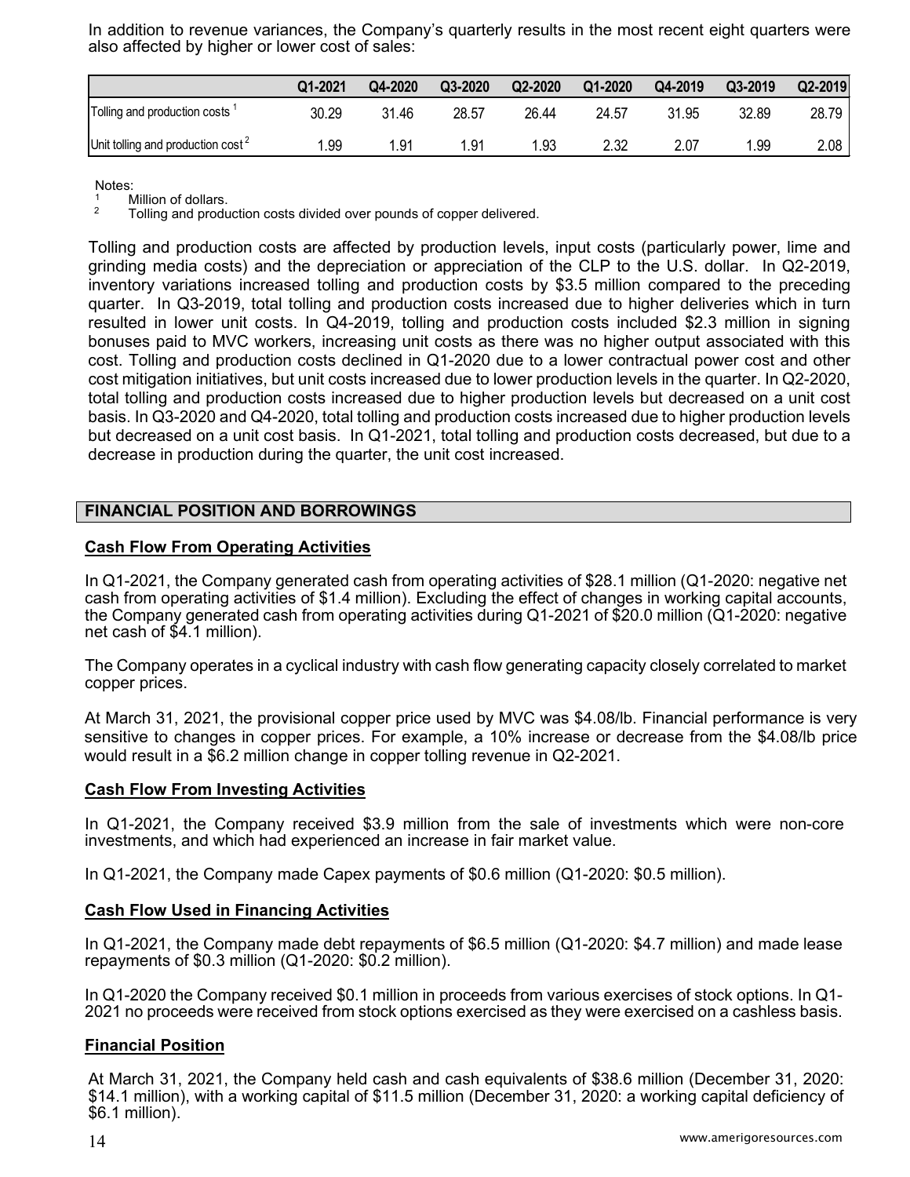In addition to revenue variances, the Company's quarterly results in the most recent eight quarters were also affected by higher or lower cost of sales:

| | Q1-2021 | Q4-2020 | Q3-2020 | Q2-2020 | Q1-2020 | Q4-2019 | Q3-2019 | Q2-2019 |
|---|---|---|---|---|---|---|---|---|
| Tolling and production costs [1] | 30.29 | 31.46 | 28.57 | 26.44 | 24.57 | 31.95 | 32.89 | 28.79 |
| Unit tolling and production cost [2] | 1.99 | 1.91 | 1.91 | 1.93 | 2.32 | 2.07 | 1.99 | 2.08 |

Notes:
[1] Million of dollars.
[2] Tolling and production costs divided over pounds of copper delivered.

Tolling and production costs are affected by production levels, input costs (particularly power, lime and grinding media costs) and the depreciation or appreciation of the CLP to the U.S. dollar. In Q2-2019, inventory variations increased tolling and production costs by $3.5 million compared to the preceding quarter. In Q3-2019, total tolling and production costs increased due to higher deliveries which in turn resulted in lower unit costs. In Q4-2019, tolling and production costs included $2.3 million in signing bonuses paid to MVC workers, increasing unit costs as there was no higher output associated with this cost. Tolling and production costs declined in Q1-2020 due to a lower contractual power cost and other cost mitigation initiatives, but unit costs increased due to lower production levels in the quarter. In Q2-2020, total tolling and production costs increased due to higher production levels but decreased on a unit cost basis. In Q3-2020 and Q4-2020, total tolling and production costs increased due to higher production levels but decreased on a unit cost basis. In Q1-2021, total tolling and production costs decreased, but due to a decrease in production during the quarter, the unit cost increased.

## FINANCIAL POSITION AND BORROWINGS

### Cash Flow From Operating Activities

In Q1-2021, the Company generated cash from operating activities of $28.1 million (Q1-2020: negative net cash from operating activities of $1.4 million). Excluding the effect of changes in working capital accounts, the Company generated cash from operating activities during Q1-2021 of $20.0 million (Q1-2020: negative net cash of $4.1 million).

The Company operates in a cyclical industry with cash flow generating capacity closely correlated to market copper prices.

At March 31, 2021, the provisional copper price used by MVC was $4.08/lb. Financial performance is very sensitive to changes in copper prices. For example, a 10% increase or decrease from the $4.08/lb price would result in a $6.2 million change in copper tolling revenue in Q2-2021.

### Cash Flow From Investing Activities

In Q1-2021, the Company received $3.9 million from the sale of investments which were non-core investments, and which had experienced an increase in fair market value.

In Q1-2021, the Company made Capex payments of $0.6 million (Q1-2020: $0.5 million).

### Cash Flow Used in Financing Activities

In Q1-2021, the Company made debt repayments of $6.5 million (Q1-2020: $4.7 million) and made lease repayments of $0.3 million (Q1-2020: $0.2 million).

In Q1-2020 the Company received $0.1 million in proceeds from various exercises of stock options. In Q1-2021 no proceeds were received from stock options exercised as they were exercised on a cashless basis.

### Financial Position

At March 31, 2021, the Company held cash and cash equivalents of $38.6 million (December 31, 2020: $14.1 million), with a working capital of $11.5 million (December 31, 2020: a working capital deficiency of $6.1 million).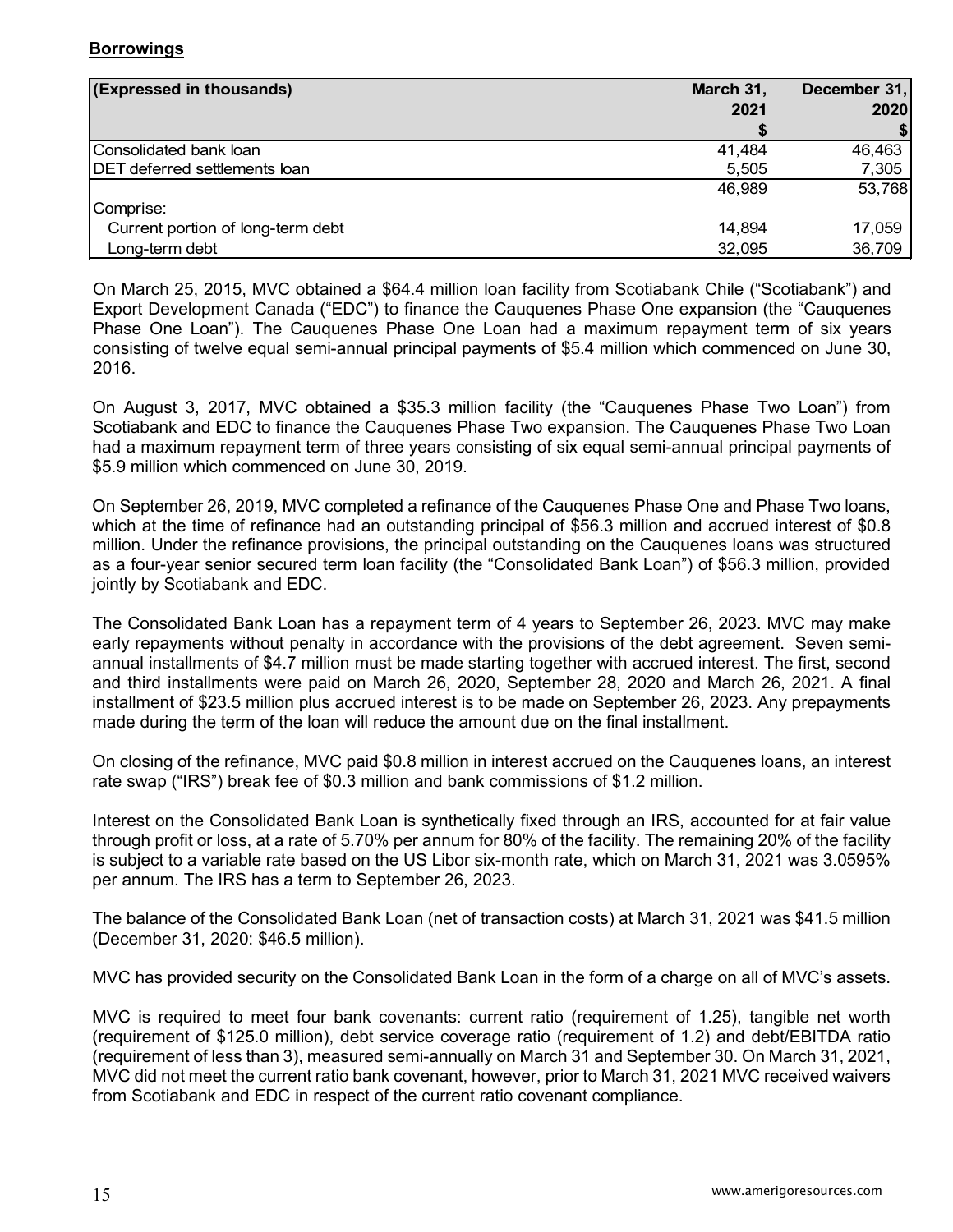**Borrowings**

| (Expressed in thousands) | March 31, 2021 $ | December 31, 2020 $ |
|---|---|---|
| Consolidated bank loan | 41,484 | 46,463 |
| DET deferred settlements loan | 5,505 | 7,305 |
| | 46,989 | 53,768 |
| Comprise: | | |
| Current portion of long-term debt | 14,894 | 17,059 |
| Long-term debt | 32,095 | 36,709 |

On March 25, 2015, MVC obtained a $64.4 million loan facility from Scotiabank Chile ("Scotiabank") and Export Development Canada ("EDC") to finance the Cauquenes Phase One expansion (the "Cauquenes Phase One Loan"). The Cauquenes Phase One Loan had a maximum repayment term of six years consisting of twelve equal semi-annual principal payments of $5.4 million which commenced on June 30, 2016.

On August 3, 2017, MVC obtained a $35.3 million facility (the "Cauquenes Phase Two Loan") from Scotiabank and EDC to finance the Cauquenes Phase Two expansion. The Cauquenes Phase Two Loan had a maximum repayment term of three years consisting of six equal semi-annual principal payments of $5.9 million which commenced on June 30, 2019.

On September 26, 2019, MVC completed a refinance of the Cauquenes Phase One and Phase Two loans, which at the time of refinance had an outstanding principal of $56.3 million and accrued interest of $0.8 million. Under the refinance provisions, the principal outstanding on the Cauquenes loans was structured as a four-year senior secured term loan facility (the "Consolidated Bank Loan") of $56.3 million, provided jointly by Scotiabank and EDC.

The Consolidated Bank Loan has a repayment term of 4 years to September 26, 2023. MVC may make early repayments without penalty in accordance with the provisions of the debt agreement. Seven semi-annual installments of $4.7 million must be made starting together with accrued interest. The first, second and third installments were paid on March 26, 2020, September 28, 2020 and March 26, 2021. A final installment of $23.5 million plus accrued interest is to be made on September 26, 2023. Any prepayments made during the term of the loan will reduce the amount due on the final installment.

On closing of the refinance, MVC paid $0.8 million in interest accrued on the Cauquenes loans, an interest rate swap ("IRS") break fee of $0.3 million and bank commissions of $1.2 million.

Interest on the Consolidated Bank Loan is synthetically fixed through an IRS, accounted for at fair value through profit or loss, at a rate of 5.70% per annum for 80% of the facility. The remaining 20% of the facility is subject to a variable rate based on the US Libor six-month rate, which on March 31, 2021 was 3.0595% per annum. The IRS has a term to September 26, 2023.

The balance of the Consolidated Bank Loan (net of transaction costs) at March 31, 2021 was $41.5 million (December 31, 2020: $46.5 million).

MVC has provided security on the Consolidated Bank Loan in the form of a charge on all of MVC's assets.

MVC is required to meet four bank covenants: current ratio (requirement of 1.25), tangible net worth (requirement of $125.0 million), debt service coverage ratio (requirement of 1.2) and debt/EBITDA ratio (requirement of less than 3), measured semi-annually on March 31 and September 30. On March 31, 2021, MVC did not meet the current ratio bank covenant, however, prior to March 31, 2021 MVC received waivers from Scotiabank and EDC in respect of the current ratio covenant compliance.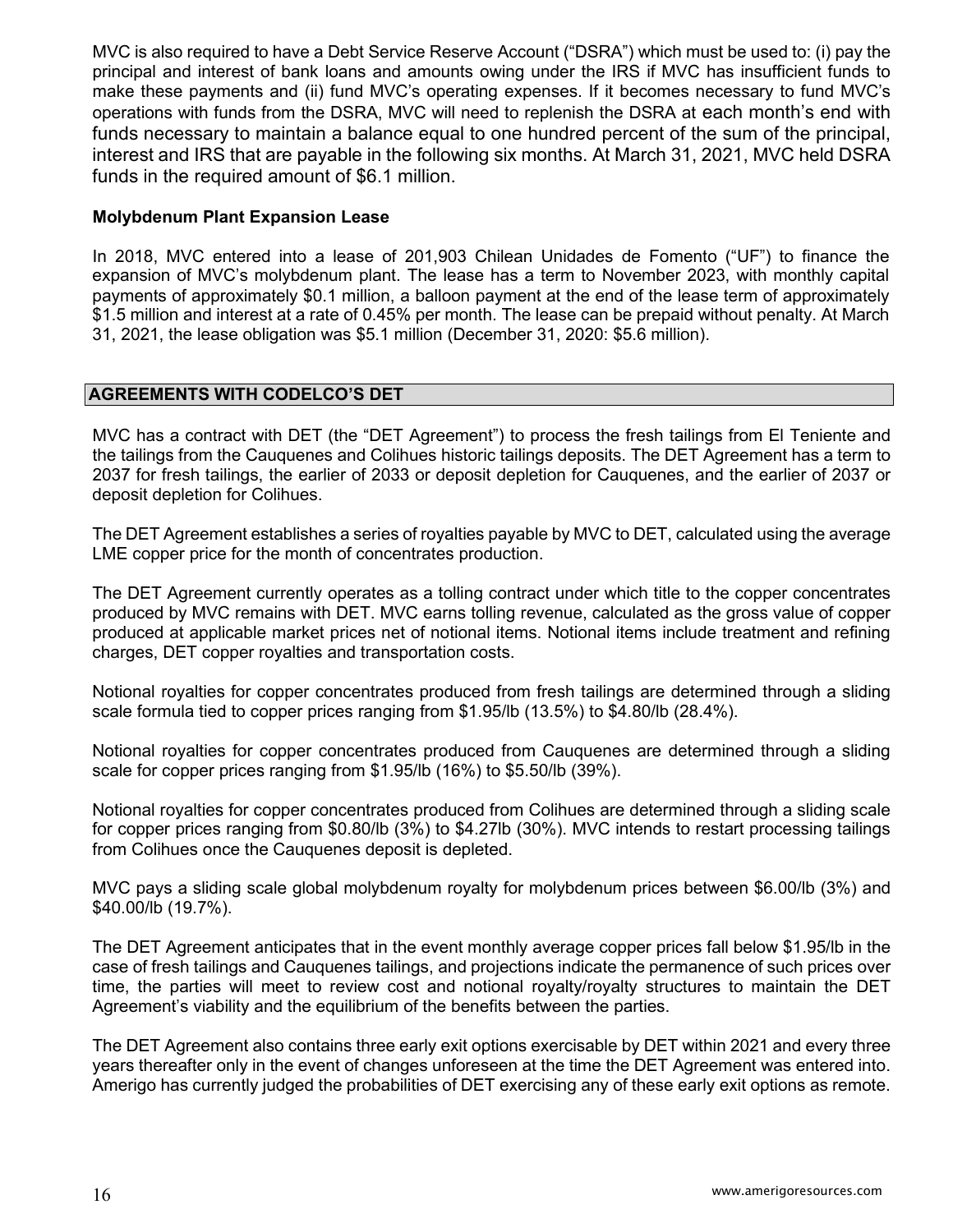MVC is also required to have a Debt Service Reserve Account ("DSRA") which must be used to: (i) pay the principal and interest of bank loans and amounts owing under the IRS if MVC has insufficient funds to make these payments and (ii) fund MVC's operating expenses. If it becomes necessary to fund MVC's operations with funds from the DSRA, MVC will need to replenish the DSRA at each month's end with funds necessary to maintain a balance equal to one hundred percent of the sum of the principal, interest and IRS that are payable in the following six months. At March 31, 2021, MVC held DSRA funds in the required amount of $6.1 million.

### Molybdenum Plant Expansion Lease

In 2018, MVC entered into a lease of 201,903 Chilean Unidades de Fomento ("UF") to finance the expansion of MVC's molybdenum plant. The lease has a term to November 2023, with monthly capital payments of approximately $0.1 million, a balloon payment at the end of the lease term of approximately $1.5 million and interest at a rate of 0.45% per month. The lease can be prepaid without penalty. At March 31, 2021, the lease obligation was $5.1 million (December 31, 2020: $5.6 million).

## AGREEMENTS WITH CODELCO'S DET

MVC has a contract with DET (the "DET Agreement") to process the fresh tailings from El Teniente and the tailings from the Cauquenes and Colihues historic tailings deposits. The DET Agreement has a term to 2037 for fresh tailings, the earlier of 2033 or deposit depletion for Cauquenes, and the earlier of 2037 or deposit depletion for Colihues.

The DET Agreement establishes a series of royalties payable by MVC to DET, calculated using the average LME copper price for the month of concentrates production.

The DET Agreement currently operates as a tolling contract under which title to the copper concentrates produced by MVC remains with DET. MVC earns tolling revenue, calculated as the gross value of copper produced at applicable market prices net of notional items. Notional items include treatment and refining charges, DET copper royalties and transportation costs.

Notional royalties for copper concentrates produced from fresh tailings are determined through a sliding scale formula tied to copper prices ranging from $1.95/lb (13.5%) to $4.80/lb (28.4%).

Notional royalties for copper concentrates produced from Cauquenes are determined through a sliding scale for copper prices ranging from $1.95/lb (16%) to $5.50/lb (39%).

Notional royalties for copper concentrates produced from Colihues are determined through a sliding scale for copper prices ranging from $0.80/lb (3%) to $4.27lb (30%). MVC intends to restart processing tailings from Colihues once the Cauquenes deposit is depleted.

MVC pays a sliding scale global molybdenum royalty for molybdenum prices between $6.00/lb (3%) and $40.00/lb (19.7%).

The DET Agreement anticipates that in the event monthly average copper prices fall below $1.95/lb in the case of fresh tailings and Cauquenes tailings, and projections indicate the permanence of such prices over time, the parties will meet to review cost and notional royalty/royalty structures to maintain the DET Agreement's viability and the equilibrium of the benefits between the parties.

The DET Agreement also contains three early exit options exercisable by DET within 2021 and every three years thereafter only in the event of changes unforeseen at the time the DET Agreement was entered into. Amerigo has currently judged the probabilities of DET exercising any of these early exit options as remote.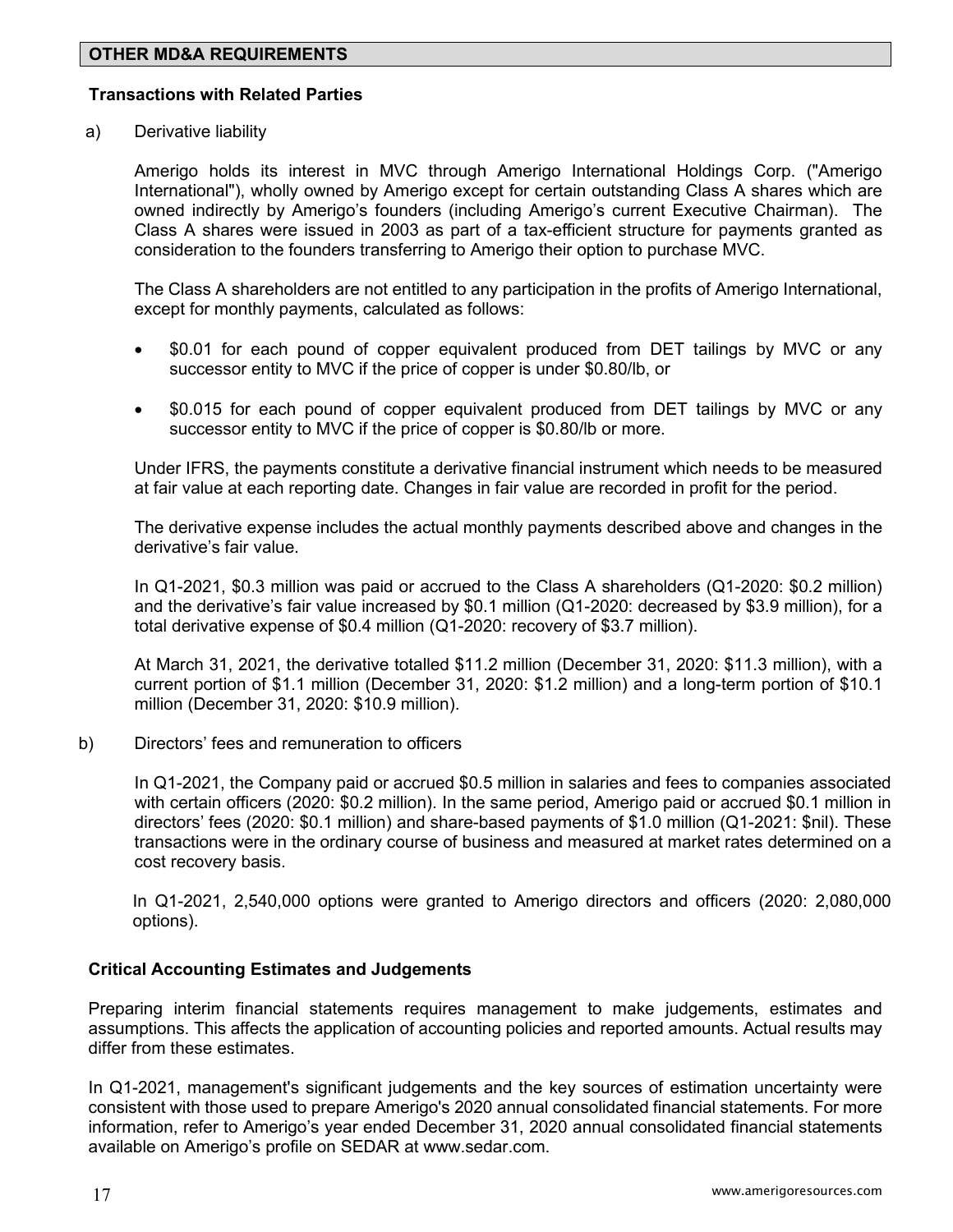## OTHER MD&A REQUIREMENTS

### Transactions with Related Parties

a) Derivative liability

Amerigo holds its interest in MVC through Amerigo International Holdings Corp. ("Amerigo International"), wholly owned by Amerigo except for certain outstanding Class A shares which are owned indirectly by Amerigo's founders (including Amerigo's current Executive Chairman). The Class A shares were issued in 2003 as part of a tax-efficient structure for payments granted as consideration to the founders transferring to Amerigo their option to purchase MVC.

The Class A shareholders are not entitled to any participation in the profits of Amerigo International, except for monthly payments, calculated as follows:

- $0.01 for each pound of copper equivalent produced from DET tailings by MVC or any successor entity to MVC if the price of copper is under $0.80/lb, or
- $0.015 for each pound of copper equivalent produced from DET tailings by MVC or any successor entity to MVC if the price of copper is $0.80/lb or more.

Under IFRS, the payments constitute a derivative financial instrument which needs to be measured at fair value at each reporting date. Changes in fair value are recorded in profit for the period.

The derivative expense includes the actual monthly payments described above and changes in the derivative's fair value.

In Q1-2021, $0.3 million was paid or accrued to the Class A shareholders (Q1-2020: $0.2 million) and the derivative's fair value increased by $0.1 million (Q1-2020: decreased by $3.9 million), for a total derivative expense of $0.4 million (Q1-2020: recovery of $3.7 million).

At March 31, 2021, the derivative totalled $11.2 million (December 31, 2020: $11.3 million), with a current portion of $1.1 million (December 31, 2020: $1.2 million) and a long-term portion of $10.1 million (December 31, 2020: $10.9 million).

b) Directors' fees and remuneration to officers

In Q1-2021, the Company paid or accrued $0.5 million in salaries and fees to companies associated with certain officers (2020: $0.2 million). In the same period, Amerigo paid or accrued $0.1 million in directors' fees (2020: $0.1 million) and share-based payments of $1.0 million (Q1-2021: $nil). These transactions were in the ordinary course of business and measured at market rates determined on a cost recovery basis.

In Q1-2021, 2,540,000 options were granted to Amerigo directors and officers (2020: 2,080,000 options).

### Critical Accounting Estimates and Judgements

Preparing interim financial statements requires management to make judgements, estimates and assumptions. This affects the application of accounting policies and reported amounts. Actual results may differ from these estimates.

In Q1-2021, management's significant judgements and the key sources of estimation uncertainty were consistent with those used to prepare Amerigo's 2020 annual consolidated financial statements. For more information, refer to Amerigo's year ended December 31, 2020 annual consolidated financial statements available on Amerigo's profile on SEDAR at www.sedar.com.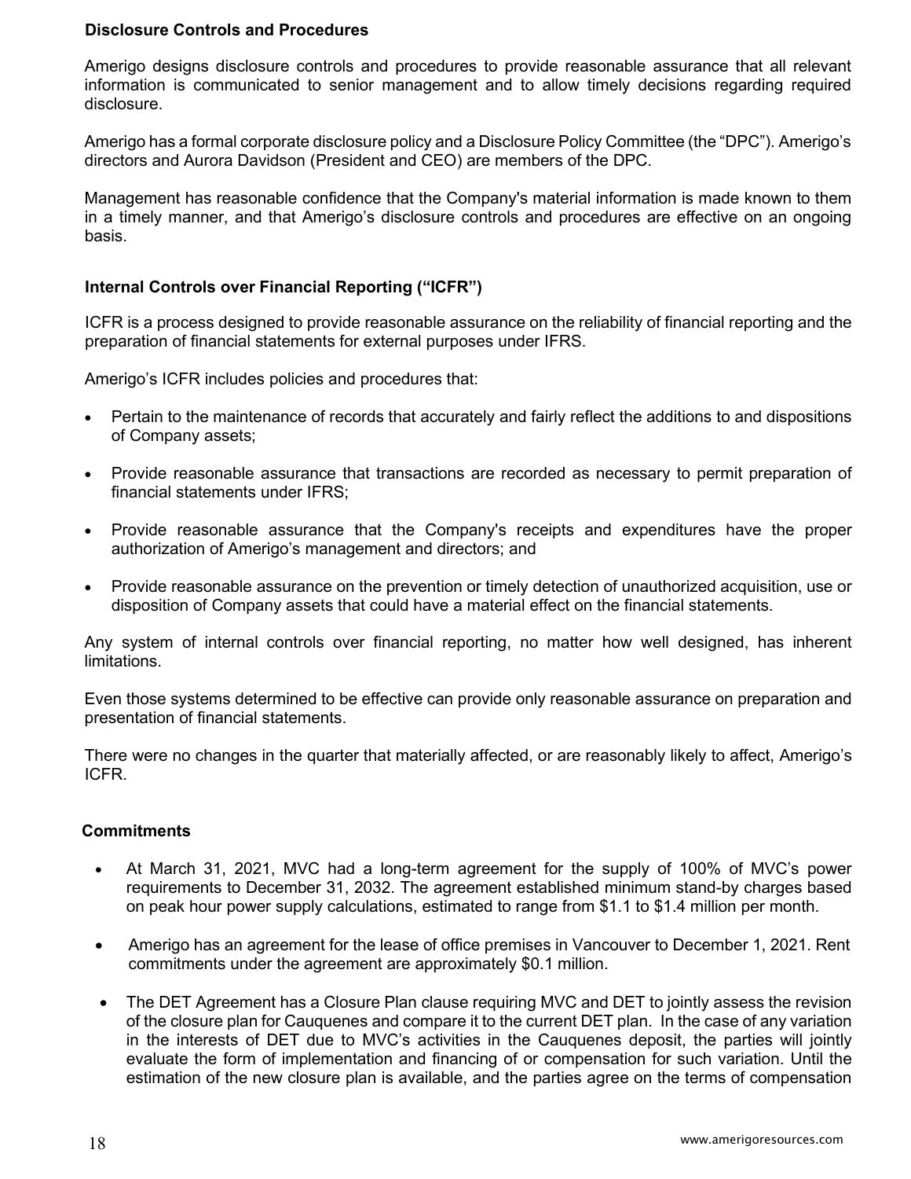## Disclosure Controls and Procedures

Amerigo designs disclosure controls and procedures to provide reasonable assurance that all relevant information is communicated to senior management and to allow timely decisions regarding required disclosure.

Amerigo has a formal corporate disclosure policy and a Disclosure Policy Committee (the "DPC"). Amerigo's directors and Aurora Davidson (President and CEO) are members of the DPC.

Management has reasonable confidence that the Company's material information is made known to them in a timely manner, and that Amerigo's disclosure controls and procedures are effective on an ongoing basis.

## Internal Controls over Financial Reporting ("ICFR")

ICFR is a process designed to provide reasonable assurance on the reliability of financial reporting and the preparation of financial statements for external purposes under IFRS.

Amerigo's ICFR includes policies and procedures that:

- Pertain to the maintenance of records that accurately and fairly reflect the additions to and dispositions of Company assets;
- Provide reasonable assurance that transactions are recorded as necessary to permit preparation of financial statements under IFRS;
- Provide reasonable assurance that the Company's receipts and expenditures have the proper authorization of Amerigo's management and directors; and
- Provide reasonable assurance on the prevention or timely detection of unauthorized acquisition, use or disposition of Company assets that could have a material effect on the financial statements.

Any system of internal controls over financial reporting, no matter how well designed, has inherent limitations.

Even those systems determined to be effective can provide only reasonable assurance on preparation and presentation of financial statements.

There were no changes in the quarter that materially affected, or are reasonably likely to affect, Amerigo's ICFR.

## Commitments

- At March 31, 2021, MVC had a long-term agreement for the supply of 100% of MVC's power requirements to December 31, 2032. The agreement established minimum stand-by charges based on peak hour power supply calculations, estimated to range from $1.1 to $1.4 million per month.
- Amerigo has an agreement for the lease of office premises in Vancouver to December 1, 2021. Rent commitments under the agreement are approximately $0.1 million.
- The DET Agreement has a Closure Plan clause requiring MVC and DET to jointly assess the revision of the closure plan for Cauquenes and compare it to the current DET plan. In the case of any variation in the interests of DET due to MVC's activities in the Cauquenes deposit, the parties will jointly evaluate the form of implementation and financing of or compensation for such variation. Until the estimation of the new closure plan is available, and the parties agree on the terms of compensation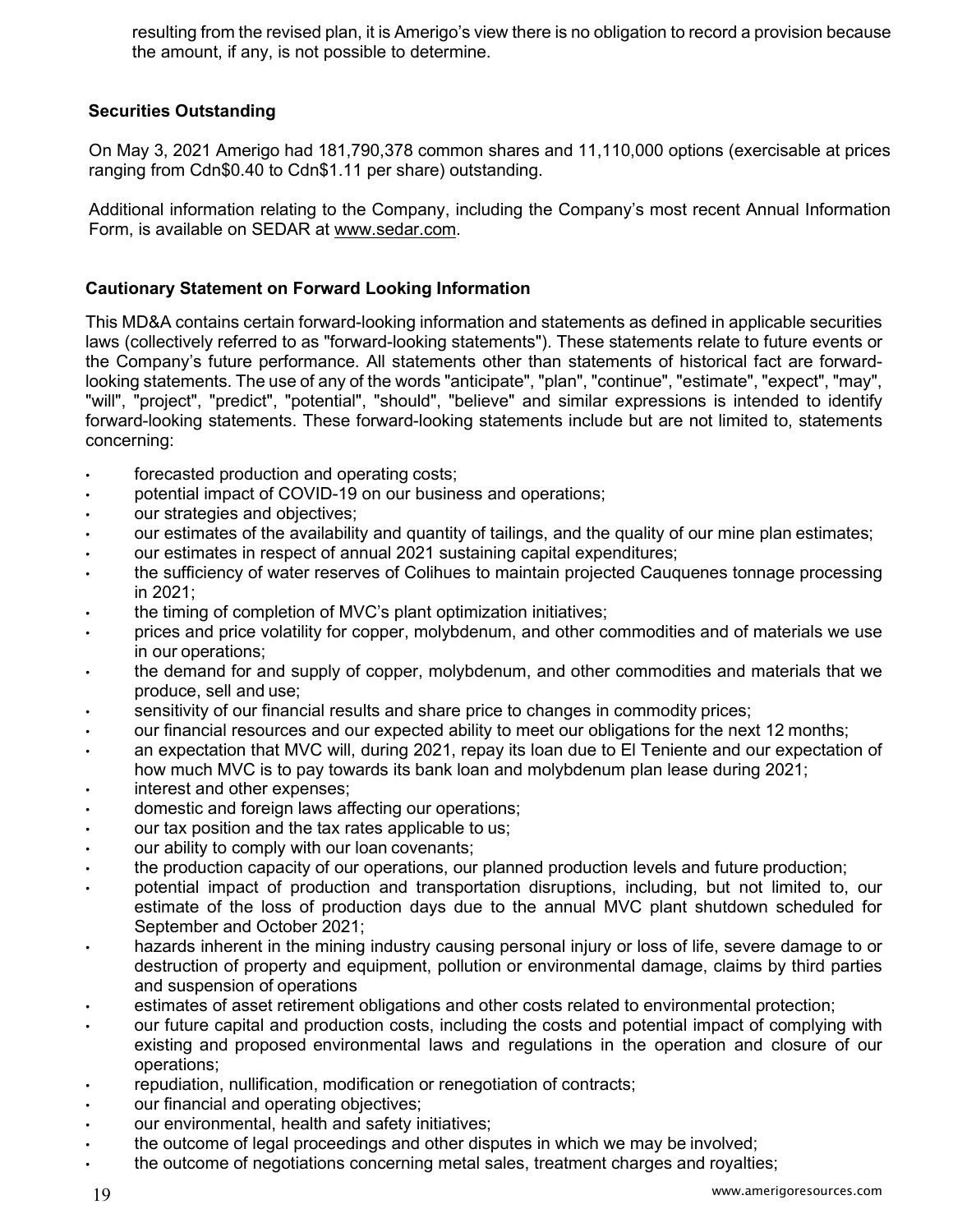resulting from the revised plan, it is Amerigo's view there is no obligation to record a provision because the amount, if any, is not possible to determine.

### Securities Outstanding

On May 3, 2021 Amerigo had 181,790,378 common shares and 11,110,000 options (exercisable at prices ranging from Cdn$0.40 to Cdn$1.11 per share) outstanding.

Additional information relating to the Company, including the Company's most recent Annual Information Form, is available on SEDAR at www.sedar.com.

### Cautionary Statement on Forward Looking Information

This MD&A contains certain forward-looking information and statements as defined in applicable securities laws (collectively referred to as "forward-looking statements"). These statements relate to future events or the Company's future performance. All statements other than statements of historical fact are forward-looking statements. The use of any of the words "anticipate", "plan", "continue", "estimate", "expect", "may", "will", "project", "predict", "potential", "should", "believe" and similar expressions is intended to identify forward-looking statements. These forward-looking statements include but are not limited to, statements concerning:

- forecasted production and operating costs;
- potential impact of COVID-19 on our business and operations;
- our strategies and objectives;
- our estimates of the availability and quantity of tailings, and the quality of our mine plan estimates;
- our estimates in respect of annual 2021 sustaining capital expenditures;
- the sufficiency of water reserves of Colihues to maintain projected Cauquenes tonnage processing in 2021;
- the timing of completion of MVC's plant optimization initiatives;
- prices and price volatility for copper, molybdenum, and other commodities and of materials we use in our operations;
- the demand for and supply of copper, molybdenum, and other commodities and materials that we produce, sell and use;
- sensitivity of our financial results and share price to changes in commodity prices;
- our financial resources and our expected ability to meet our obligations for the next 12 months;
- an expectation that MVC will, during 2021, repay its loan due to El Teniente and our expectation of how much MVC is to pay towards its bank loan and molybdenum plan lease during 2021;
- interest and other expenses;
- domestic and foreign laws affecting our operations;
- our tax position and the tax rates applicable to us;
- our ability to comply with our loan covenants;
- the production capacity of our operations, our planned production levels and future production;
- potential impact of production and transportation disruptions, including, but not limited to, our estimate of the loss of production days due to the annual MVC plant shutdown scheduled for September and October 2021;
- hazards inherent in the mining industry causing personal injury or loss of life, severe damage to or destruction of property and equipment, pollution or environmental damage, claims by third parties and suspension of operations
- estimates of asset retirement obligations and other costs related to environmental protection;
- our future capital and production costs, including the costs and potential impact of complying with existing and proposed environmental laws and regulations in the operation and closure of our operations;
- repudiation, nullification, modification or renegotiation of contracts;
- our financial and operating objectives;
- our environmental, health and safety initiatives;
- the outcome of legal proceedings and other disputes in which we may be involved;
- the outcome of negotiations concerning metal sales, treatment charges and royalties;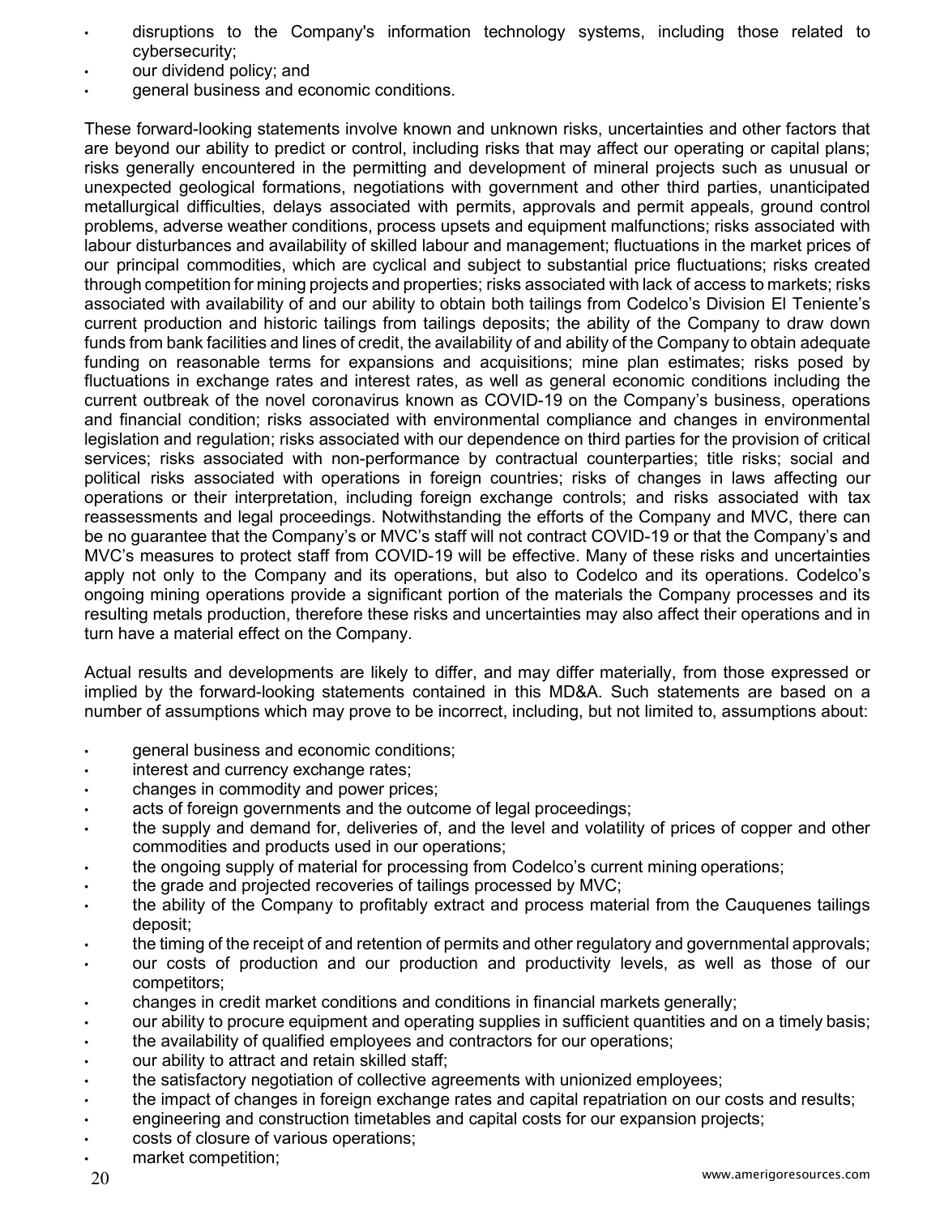- disruptions to the Company's information technology systems, including those related to cybersecurity;
- our dividend policy; and
- general business and economic conditions.

These forward-looking statements involve known and unknown risks, uncertainties and other factors that are beyond our ability to predict or control, including risks that may affect our operating or capital plans; risks generally encountered in the permitting and development of mineral projects such as unusual or unexpected geological formations, negotiations with government and other third parties, unanticipated metallurgical difficulties, delays associated with permits, approvals and permit appeals, ground control problems, adverse weather conditions, process upsets and equipment malfunctions; risks associated with labour disturbances and availability of skilled labour and management; fluctuations in the market prices of our principal commodities, which are cyclical and subject to substantial price fluctuations; risks created through competition for mining projects and properties; risks associated with lack of access to markets; risks associated with availability of and our ability to obtain both tailings from Codelco's Division El Teniente's current production and historic tailings from tailings deposits; the ability of the Company to draw down funds from bank facilities and lines of credit, the availability of and ability of the Company to obtain adequate funding on reasonable terms for expansions and acquisitions; mine plan estimates; risks posed by fluctuations in exchange rates and interest rates, as well as general economic conditions including the current outbreak of the novel coronavirus known as COVID-19 on the Company's business, operations and financial condition; risks associated with environmental compliance and changes in environmental legislation and regulation; risks associated with our dependence on third parties for the provision of critical services; risks associated with non-performance by contractual counterparties; title risks; social and political risks associated with operations in foreign countries; risks of changes in laws affecting our operations or their interpretation, including foreign exchange controls; and risks associated with tax reassessments and legal proceedings. Notwithstanding the efforts of the Company and MVC, there can be no guarantee that the Company's or MVC's staff will not contract COVID-19 or that the Company's and MVC's measures to protect staff from COVID-19 will be effective. Many of these risks and uncertainties apply not only to the Company and its operations, but also to Codelco and its operations. Codelco's ongoing mining operations provide a significant portion of the materials the Company processes and its resulting metals production, therefore these risks and uncertainties may also affect their operations and in turn have a material effect on the Company.

Actual results and developments are likely to differ, and may differ materially, from those expressed or implied by the forward-looking statements contained in this MD&A. Such statements are based on a number of assumptions which may prove to be incorrect, including, but not limited to, assumptions about:

- general business and economic conditions;
- interest and currency exchange rates;
- changes in commodity and power prices;
- acts of foreign governments and the outcome of legal proceedings;
- the supply and demand for, deliveries of, and the level and volatility of prices of copper and other commodities and products used in our operations;
- the ongoing supply of material for processing from Codelco's current mining operations;
- the grade and projected recoveries of tailings processed by MVC;
- the ability of the Company to profitably extract and process material from the Cauquenes tailings deposit;
- the timing of the receipt of and retention of permits and other regulatory and governmental approvals;
- our costs of production and our production and productivity levels, as well as those of our competitors;
- changes in credit market conditions and conditions in financial markets generally;
- our ability to procure equipment and operating supplies in sufficient quantities and on a timely basis;
- the availability of qualified employees and contractors for our operations;
- our ability to attract and retain skilled staff;
- the satisfactory negotiation of collective agreements with unionized employees;
- the impact of changes in foreign exchange rates and capital repatriation on our costs and results;
- engineering and construction timetables and capital costs for our expansion projects;
- costs of closure of various operations;
- market competition;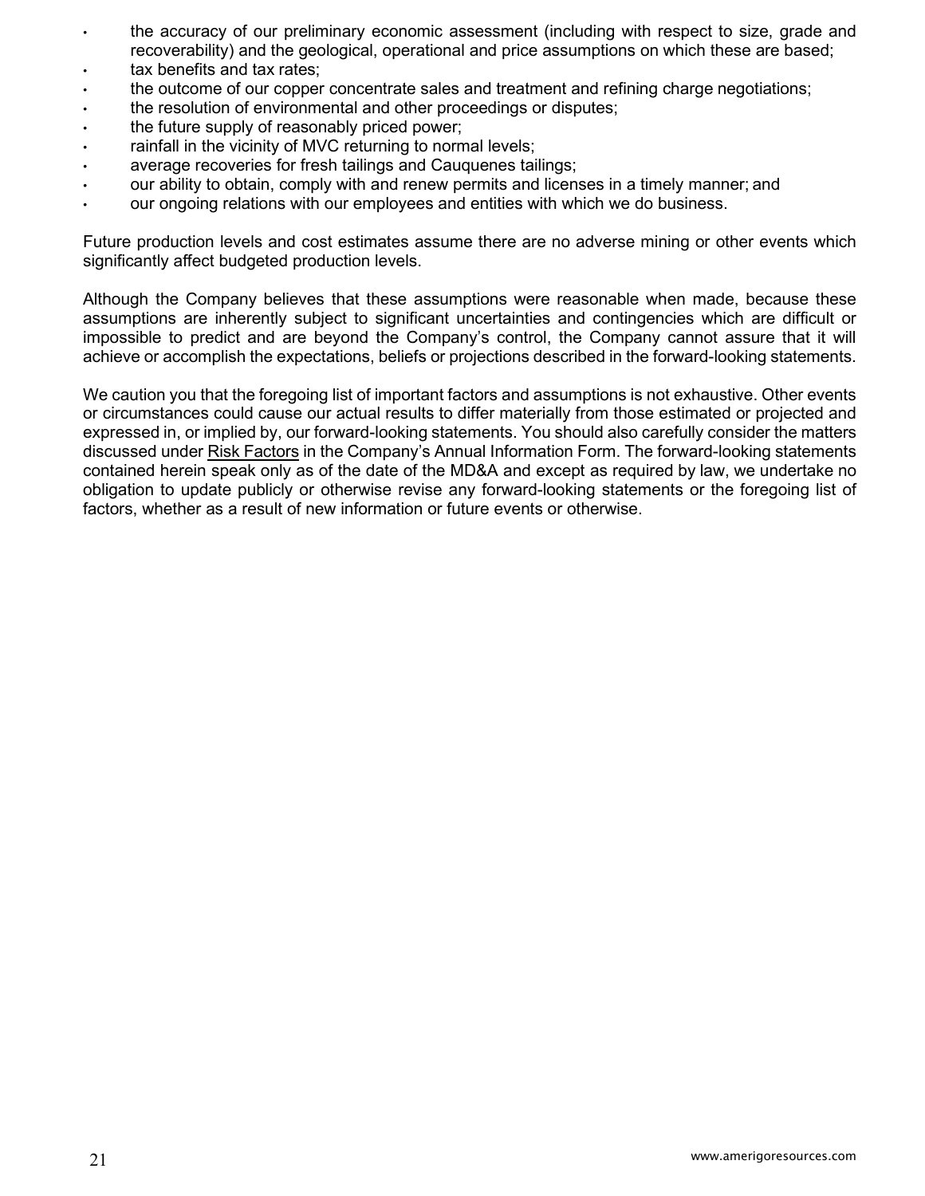- the accuracy of our preliminary economic assessment (including with respect to size, grade and recoverability) and the geological, operational and price assumptions on which these are based;
- tax benefits and tax rates;
- the outcome of our copper concentrate sales and treatment and refining charge negotiations;
- the resolution of environmental and other proceedings or disputes;
- the future supply of reasonably priced power;
- rainfall in the vicinity of MVC returning to normal levels;
- average recoveries for fresh tailings and Cauquenes tailings;
- our ability to obtain, comply with and renew permits and licenses in a timely manner; and
- our ongoing relations with our employees and entities with which we do business.

Future production levels and cost estimates assume there are no adverse mining or other events which significantly affect budgeted production levels.

Although the Company believes that these assumptions were reasonable when made, because these assumptions are inherently subject to significant uncertainties and contingencies which are difficult or impossible to predict and are beyond the Company's control, the Company cannot assure that it will achieve or accomplish the expectations, beliefs or projections described in the forward-looking statements.

We caution you that the foregoing list of important factors and assumptions is not exhaustive. Other events or circumstances could cause our actual results to differ materially from those estimated or projected and expressed in, or implied by, our forward-looking statements. You should also carefully consider the matters discussed under Risk Factors in the Company's Annual Information Form. The forward-looking statements contained herein speak only as of the date of the MD&A and except as required by law, we undertake no obligation to update publicly or otherwise revise any forward-looking statements or the foregoing list of factors, whether as a result of new information or future events or otherwise.